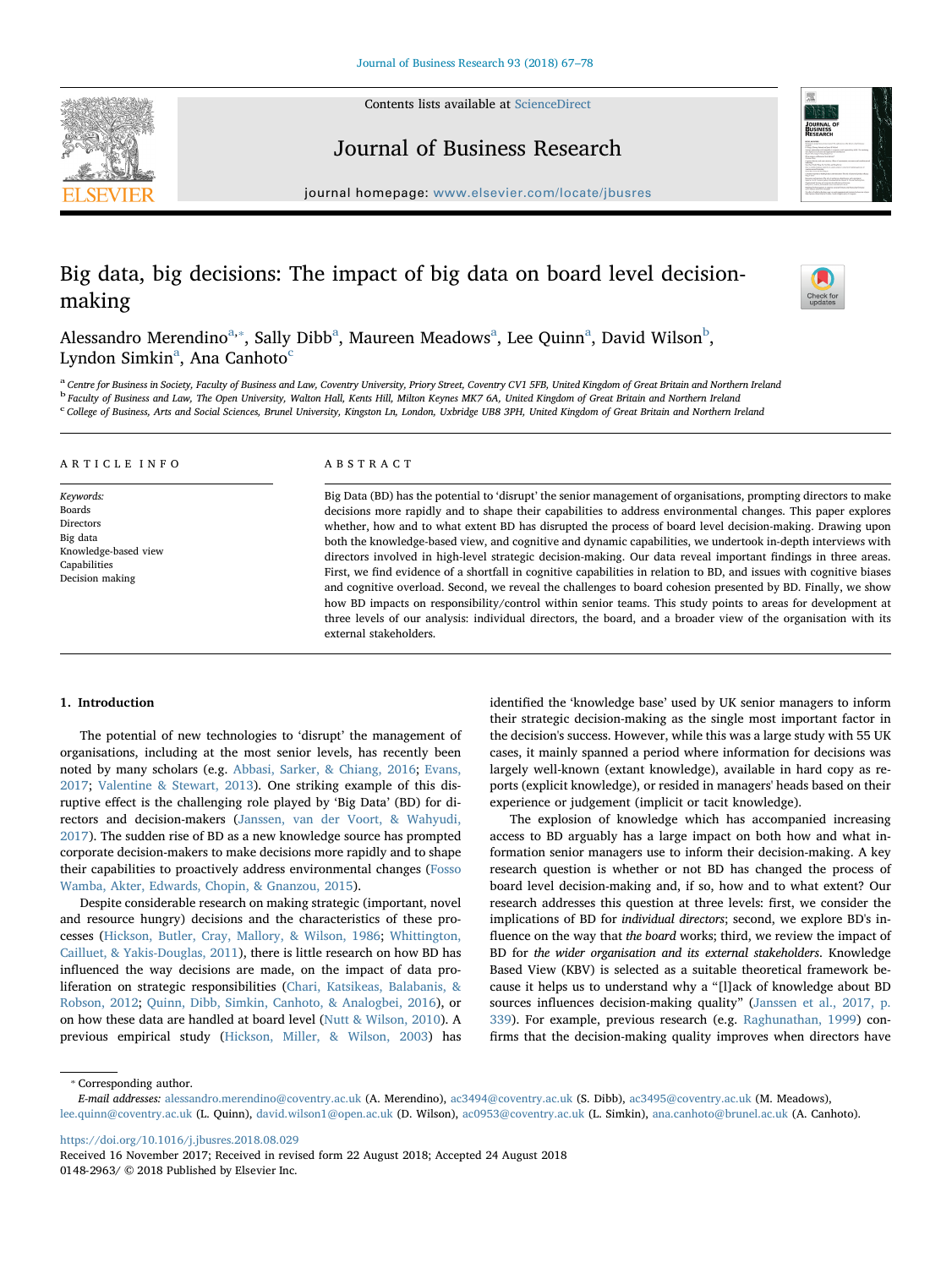# Big data, big decisions: The impact of big data on board level decision-making

Alessandro Merendino[a,*], Sally Dibb[a], Maureen Meadows[a], Lee Quinn[a], David Wilson[b], Lyndon Simkin[a], Ana Canhoto[c]

[a] Centre for Business in Society, Faculty of Business and Law, Coventry University, Priory Street, Coventry CV1 5FB, United Kingdom of Great Britain and Northern Ireland
[b] Faculty of Business and Law, The Open University, Walton Hall, Kents Hill, Milton Keynes MK7 6A, United Kingdom of Great Britain and Northern Ireland
[c] College of Business, Arts and Social Sciences, Brunel University, Kingston Ln, London, Uxbridge UB8 3PH, United Kingdom of Great Britain and Northern Ireland

## ARTICLE INFO

*Keywords:*
Boards
Directors
Big data
Knowledge-based view
Capabilities
Decision making

## ABSTRACT

Big Data (BD) has the potential to 'disrupt' the senior management of organisations, prompting directors to make decisions more rapidly and to shape their capabilities to address environmental changes. This paper explores whether, how and to what extent BD has disrupted the process of board level decision-making. Drawing upon both the knowledge-based view, and cognitive and dynamic capabilities, we undertook in-depth interviews with directors involved in high-level strategic decision-making. Our data reveal important findings in three areas. First, we find evidence of a shortfall in cognitive capabilities in relation to BD, and issues with cognitive biases and cognitive overload. Second, we reveal the challenges to board cohesion presented by BD. Finally, we show how BD impacts on responsibility/control within senior teams. This study points to areas for development at three levels of our analysis: individual directors, the board, and a broader view of the organisation with its external stakeholders.

## 1. Introduction

The potential of new technologies to 'disrupt' the management of organisations, including at the most senior levels, has recently been noted by many scholars (e.g. Abbasi, Sarker, & Chiang, 2016; Evans, 2017; Valentine & Stewart, 2013). One striking example of this disruptive effect is the challenging role played by 'Big Data' (BD) for directors and decision-makers (Janssen, van der Voort, & Wahyudi, 2017). The sudden rise of BD as a new knowledge source has prompted corporate decision-makers to make decisions more rapidly and to shape their capabilities to proactively address environmental changes (Fosso Wamba, Akter, Edwards, Chopin, & Gnanzou, 2015).

Despite considerable research on making strategic (important, novel and resource hungry) decisions and the characteristics of these processes (Hickson, Butler, Cray, Mallory, & Wilson, 1986; Whittington, Cailluet, & Yakis-Douglas, 2011), there is little research on how BD has influenced the way decisions are made, on the impact of data proliferation on strategic responsibilities (Chari, Katsikeas, Balabanis, & Robson, 2012; Quinn, Dibb, Simkin, Canhoto, & Analogbei, 2016), or on how these data are handled at board level (Nutt & Wilson, 2010). A previous empirical study (Hickson, Miller, & Wilson, 2003) has identified the 'knowledge base' used by UK senior managers to inform their strategic decision-making as the single most important factor in the decision's success. However, while this was a large study with 55 UK cases, it mainly spanned a period where information for decisions was largely well-known (extant knowledge), available in hard copy as reports (explicit knowledge), or resided in managers' heads based on their experience or judgement (implicit or tacit knowledge).

The explosion of knowledge which has accompanied increasing access to BD arguably has a large impact on both how and what information senior managers use to inform their decision-making. A key research question is whether or not BD has changed the process of board level decision-making and, if so, how and to what extent? Our research addresses this question at three levels: first, we consider the implications of BD for *individual directors*; second, we explore BD's influence on the way that *the board* works; third, we review the impact of BD for *the wider organisation and its external stakeholders*. Knowledge Based View (KBV) is selected as a suitable theoretical framework because it helps us to understand why a "[l]ack of knowledge about BD sources influences decision-making quality" (Janssen et al., 2017, p. 339). For example, previous research (e.g. Raghunathan, 1999) confirms that the decision-making quality improves when directors have

---

* Corresponding author.
*E-mail addresses:* alessandro.merendino@coventry.ac.uk (A. Merendino), ac3494@coventry.ac.uk (S. Dibb), ac3495@coventry.ac.uk (M. Meadows), lee.quinn@coventry.ac.uk (L. Quinn), david.wilson1@open.ac.uk (D. Wilson), ac0953@coventry.ac.uk (L. Simkin), ana.canhoto@brunel.ac.uk (A. Canhoto).

https://doi.org/10.1016/j.jbusres.2018.08.029
Received 16 November 2017; Received in revised form 22 August 2018; Accepted 24 August 2018
0148-2963/ © 2018 Published by Elsevier Inc.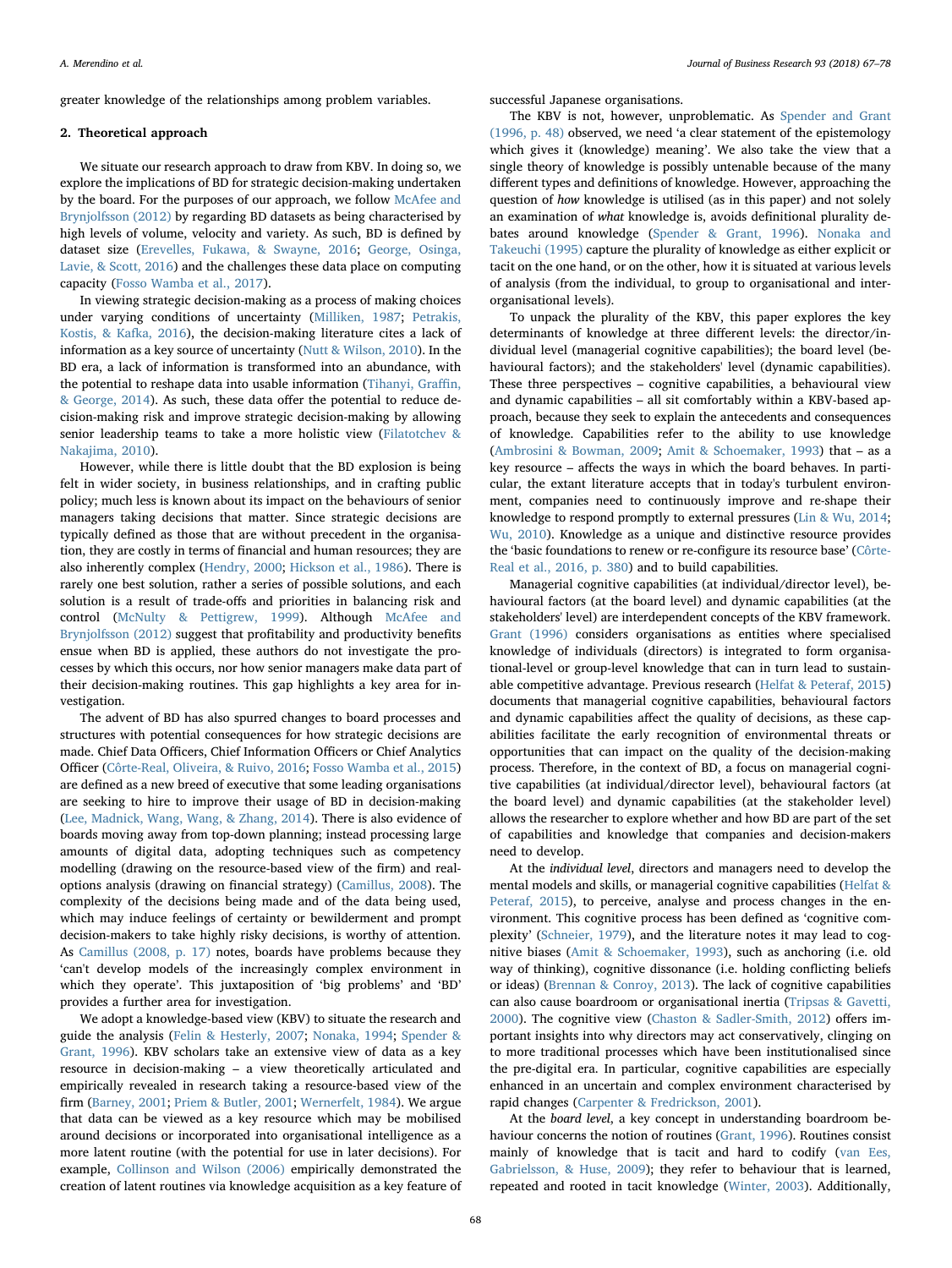greater knowledge of the relationships among problem variables.

## 2. Theoretical approach

We situate our research approach to draw from KBV. In doing so, we explore the implications of BD for strategic decision-making undertaken by the board. For the purposes of our approach, we follow McAfee and Brynjolfsson (2012) by regarding BD datasets as being characterised by high levels of volume, velocity and variety. As such, BD is defined by dataset size (Erevelles, Fukawa, & Swayne, 2016; George, Osinga, Lavie, & Scott, 2016) and the challenges these data place on computing capacity (Fosso Wamba et al., 2017).

In viewing strategic decision-making as a process of making choices under varying conditions of uncertainty (Milliken, 1987; Petrakis, Kostis, & Kafka, 2016), the decision-making literature cites a lack of information as a key source of uncertainty (Nutt & Wilson, 2010). In the BD era, a lack of information is transformed into an abundance, with the potential to reshape data into usable information (Tihanyi, Graffin, & George, 2014). As such, these data offer the potential to reduce decision-making risk and improve strategic decision-making by allowing senior leadership teams to take a more holistic view (Filatotchev & Nakajima, 2010).

However, while there is little doubt that the BD explosion is being felt in wider society, in business relationships, and in crafting public policy; much less is known about its impact on the behaviours of senior managers taking decisions that matter. Since strategic decisions are typically defined as those that are without precedent in the organisation, they are costly in terms of financial and human resources; they are also inherently complex (Hendry, 2000; Hickson et al., 1986). There is rarely one best solution, rather a series of possible solutions, and each solution is a result of trade-offs and priorities in balancing risk and control (McNulty & Pettigrew, 1999). Although McAfee and Brynjolfsson (2012) suggest that profitability and productivity benefits ensue when BD is applied, these authors do not investigate the processes by which this occurs, nor how senior managers make data part of their decision-making routines. This gap highlights a key area for investigation.

The advent of BD has also spurred changes to board processes and structures with potential consequences for how strategic decisions are made. Chief Data Officers, Chief Information Officers or Chief Analytics Officer (Côrte-Real, Oliveira, & Ruivo, 2016; Fosso Wamba et al., 2015) are defined as a new breed of executive that some leading organisations are seeking to hire to improve their usage of BD in decision-making (Lee, Madnick, Wang, Wang, & Zhang, 2014). There is also evidence of boards moving away from top-down planning; instead processing large amounts of digital data, adopting techniques such as competency modelling (drawing on the resource-based view of the firm) and real-options analysis (drawing on financial strategy) (Camillus, 2008). The complexity of the decisions being made and of the data being used, which may induce feelings of certainty or bewilderment and prompt decision-makers to take highly risky decisions, is worthy of attention. As Camillus (2008, p. 17) notes, boards have problems because they 'can't develop models of the increasingly complex environment in which they operate'. This juxtaposition of 'big problems' and 'BD' provides a further area for investigation.

We adopt a knowledge-based view (KBV) to situate the research and guide the analysis (Felin & Hesterly, 2007; Nonaka, 1994; Spender & Grant, 1996). KBV scholars take an extensive view of data as a key resource in decision-making – a view theoretically articulated and empirically revealed in research taking a resource-based view of the firm (Barney, 2001; Priem & Butler, 2001; Wernerfelt, 1984). We argue that data can be viewed as a key resource which may be mobilised around decisions or incorporated into organisational intelligence as a more latent routine (with the potential for use in later decisions). For example, Collinson and Wilson (2006) empirically demonstrated the creation of latent routines via knowledge acquisition as a key feature of successful Japanese organisations.

The KBV is not, however, unproblematic. As Spender and Grant (1996, p. 48) observed, we need 'a clear statement of the epistemology which gives it (knowledge) meaning'. We also take the view that a single theory of knowledge is possibly untenable because of the many different types and definitions of knowledge. However, approaching the question of *how* knowledge is utilised (as in this paper) and not solely an examination of *what* knowledge is, avoids definitional plurality debates around knowledge (Spender & Grant, 1996). Nonaka and Takeuchi (1995) capture the plurality of knowledge as either explicit or tacit on the one hand, or on the other, how it is situated at various levels of analysis (from the individual, to group to organisational and inter-organisational levels).

To unpack the plurality of the KBV, this paper explores the key determinants of knowledge at three different levels: the director/individual level (managerial cognitive capabilities); the board level (behavioural factors); and the stakeholders' level (dynamic capabilities). These three perspectives – cognitive capabilities, a behavioural view and dynamic capabilities – all sit comfortably within a KBV-based approach, because they seek to explain the antecedents and consequences of knowledge. Capabilities refer to the ability to use knowledge (Ambrosini & Bowman, 2009; Amit & Schoemaker, 1993) that – as a key resource – affects the ways in which the board behaves. In particular, the extant literature accepts that in today's turbulent environment, companies need to continuously improve and re-shape their knowledge to respond promptly to external pressures (Lin & Wu, 2014; Wu, 2010). Knowledge as a unique and distinctive resource provides the 'basic foundations to renew or re-configure its resource base' (Côrte-Real et al., 2016, p. 380) and to build capabilities.

Managerial cognitive capabilities (at individual/director level), behavioural factors (at the board level) and dynamic capabilities (at the stakeholders' level) are interdependent concepts of the KBV framework. Grant (1996) considers organisations as entities where specialised knowledge of individuals (directors) is integrated to form organisational-level or group-level knowledge that can in turn lead to sustainable competitive advantage. Previous research (Helfat & Peteraf, 2015) documents that managerial cognitive capabilities, behavioural factors and dynamic capabilities affect the quality of decisions, as these capabilities facilitate the early recognition of environmental threats or opportunities that can impact on the quality of the decision-making process. Therefore, in the context of BD, a focus on managerial cognitive capabilities (at individual/director level), behavioural factors (at the board level) and dynamic capabilities (at the stakeholder level) allows the researcher to explore whether and how BD are part of the set of capabilities and knowledge that companies and decision-makers need to develop.

At the *individual level*, directors and managers need to develop the mental models and skills, or managerial cognitive capabilities (Helfat & Peteraf, 2015), to perceive, analyse and process changes in the environment. This cognitive process has been defined as 'cognitive complexity' (Schneier, 1979), and the literature notes it may lead to cognitive biases (Amit & Schoemaker, 1993), such as anchoring (i.e. old way of thinking), cognitive dissonance (i.e. holding conflicting beliefs or ideas) (Brennan & Conroy, 2013). The lack of cognitive capabilities can also cause boardroom or organisational inertia (Tripsas & Gavetti, 2000). The cognitive view (Chaston & Sadler-Smith, 2012) offers important insights into why directors may act conservatively, clinging on to more traditional processes which have been institutionalised since the pre-digital era. In particular, cognitive capabilities are especially enhanced in an uncertain and complex environment characterised by rapid changes (Carpenter & Fredrickson, 2001).

At the *board level*, a key concept in understanding boardroom behaviour concerns the notion of routines (Grant, 1996). Routines consist mainly of knowledge that is tacit and hard to codify (van Ees, Gabrielsson, & Huse, 2009); they refer to behaviour that is learned, repeated and rooted in tacit knowledge (Winter, 2003). Additionally,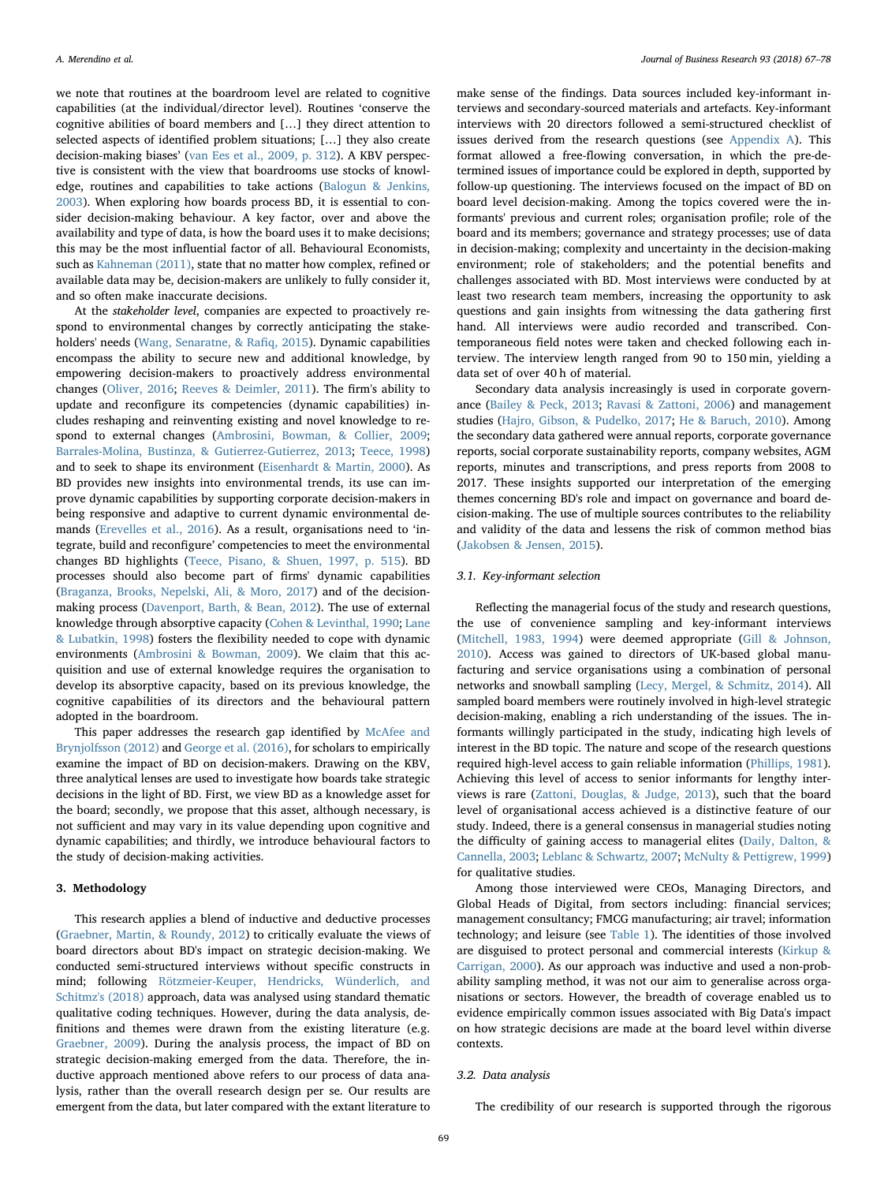we note that routines at the boardroom level are related to cognitive capabilities (at the individual/director level). Routines 'conserve the cognitive abilities of board members and […] they direct attention to selected aspects of identified problem situations; […] they also create decision-making biases' (van Ees et al., 2009, p. 312). A KBV perspective is consistent with the view that boardrooms use stocks of knowledge, routines and capabilities to take actions (Balogun & Jenkins, 2003). When exploring how boards process BD, it is essential to consider decision-making behaviour. A key factor, over and above the availability and type of data, is how the board uses it to make decisions; this may be the most influential factor of all. Behavioural Economists, such as Kahneman (2011), state that no matter how complex, refined or available data may be, decision-makers are unlikely to fully consider it, and so often make inaccurate decisions.

At the *stakeholder level*, companies are expected to proactively respond to environmental changes by correctly anticipating the stakeholders' needs (Wang, Senaratne, & Rafiq, 2015). Dynamic capabilities encompass the ability to secure new and additional knowledge, by empowering decision-makers to proactively address environmental changes (Oliver, 2016; Reeves & Deimler, 2011). The firm's ability to update and reconfigure its competencies (dynamic capabilities) includes reshaping and reinventing existing and novel knowledge to respond to external changes (Ambrosini, Bowman, & Collier, 2009; Barrales-Molina, Bustinza, & Gutierrez-Gutierrez, 2013; Teece, 1998) and to seek to shape its environment (Eisenhardt & Martin, 2000). As BD provides new insights into environmental trends, its use can improve dynamic capabilities by supporting corporate decision-makers in being responsive and adaptive to current dynamic environmental demands (Erevelles et al., 2016). As a result, organisations need to 'integrate, build and reconfigure' competencies to meet the environmental changes BD highlights (Teece, Pisano, & Shuen, 1997, p. 515). BD processes should also become part of firms' dynamic capabilities (Braganza, Brooks, Nepelski, Ali, & Moro, 2017) and of the decision-making process (Davenport, Barth, & Bean, 2012). The use of external knowledge through absorptive capacity (Cohen & Levinthal, 1990; Lane & Lubatkin, 1998) fosters the flexibility needed to cope with dynamic environments (Ambrosini & Bowman, 2009). We claim that this acquisition and use of external knowledge requires the organisation to develop its absorptive capacity, based on its previous knowledge, the cognitive capabilities of its directors and the behavioural pattern adopted in the boardroom.

This paper addresses the research gap identified by McAfee and Brynjolfsson (2012) and George et al. (2016), for scholars to empirically examine the impact of BD on decision-makers. Drawing on the KBV, three analytical lenses are used to investigate how boards take strategic decisions in the light of BD. First, we view BD as a knowledge asset for the board; secondly, we propose that this asset, although necessary, is not sufficient and may vary in its value depending upon cognitive and dynamic capabilities; and thirdly, we introduce behavioural factors to the study of decision-making activities.

## 3. Methodology

This research applies a blend of inductive and deductive processes (Graebner, Martin, & Roundy, 2012) to critically evaluate the views of board directors about BD's impact on strategic decision-making. We conducted semi-structured interviews without specific constructs in mind; following Rötzmeier-Keuper, Hendricks, Wünderlich, and Schitmz's (2018) approach, data was analysed using standard thematic qualitative coding techniques. However, during the data analysis, definitions and themes were drawn from the existing literature (e.g. Graebner, 2009). During the analysis process, the impact of BD on strategic decision-making emerged from the data. Therefore, the inductive approach mentioned above refers to our process of data analysis, rather than the overall research design per se. Our results are emergent from the data, but later compared with the extant literature to make sense of the findings. Data sources included key-informant interviews and secondary-sourced materials and artefacts. Key-informant interviews with 20 directors followed a semi-structured checklist of issues derived from the research questions (see Appendix A). This format allowed a free-flowing conversation, in which the pre-determined issues of importance could be explored in depth, supported by follow-up questioning. The interviews focused on the impact of BD on board level decision-making. Among the topics covered were the informants' previous and current roles; organisation profile; role of the board and its members; governance and strategy processes; use of data in decision-making; complexity and uncertainty in the decision-making environment; role of stakeholders; and the potential benefits and challenges associated with BD. Most interviews were conducted by at least two research team members, increasing the opportunity to ask questions and gain insights from witnessing the data gathering first hand. All interviews were audio recorded and transcribed. Contemporaneous field notes were taken and checked following each interview. The interview length ranged from 90 to 150 min, yielding a data set of over 40 h of material.

Secondary data analysis increasingly is used in corporate governance (Bailey & Peck, 2013; Ravasi & Zattoni, 2006) and management studies (Hajro, Gibson, & Pudelko, 2017; He & Baruch, 2010). Among the secondary data gathered were annual reports, corporate governance reports, social corporate sustainability reports, company websites, AGM reports, minutes and transcriptions, and press reports from 2008 to 2017. These insights supported our interpretation of the emerging themes concerning BD's role and impact on governance and board decision-making. The use of multiple sources contributes to the reliability and validity of the data and lessens the risk of common method bias (Jakobsen & Jensen, 2015).

### 3.1. Key-informant selection

Reflecting the managerial focus of the study and research questions, the use of convenience sampling and key-informant interviews (Mitchell, 1983, 1994) were deemed appropriate (Gill & Johnson, 2010). Access was gained to directors of UK-based global manufacturing and service organisations using a combination of personal networks and snowball sampling (Lecy, Mergel, & Schmitz, 2014). All sampled board members were routinely involved in high-level strategic decision-making, enabling a rich understanding of the issues. The informants willingly participated in the study, indicating high levels of interest in the BD topic. The nature and scope of the research questions required high-level access to gain reliable information (Phillips, 1981). Achieving this level of access to senior informants for lengthy interviews is rare (Zattoni, Douglas, & Judge, 2013), such that the board level of organisational access achieved is a distinctive feature of our study. Indeed, there is a general consensus in managerial studies noting the difficulty of gaining access to managerial elites (Daily, Dalton, & Cannella, 2003; Leblanc & Schwartz, 2007; McNulty & Pettigrew, 1999) for qualitative studies.

Among those interviewed were CEOs, Managing Directors, and Global Heads of Digital, from sectors including: financial services; management consultancy; FMCG manufacturing; air travel; information technology; and leisure (see Table 1). The identities of those involved are disguised to protect personal and commercial interests (Kirkup & Carrigan, 2000). As our approach was inductive and used a non-probability sampling method, it was not our aim to generalise across organisations or sectors. However, the breadth of coverage enabled us to evidence empirically common issues associated with Big Data's impact on how strategic decisions are made at the board level within diverse contexts.

### 3.2. Data analysis

The credibility of our research is supported through the rigorous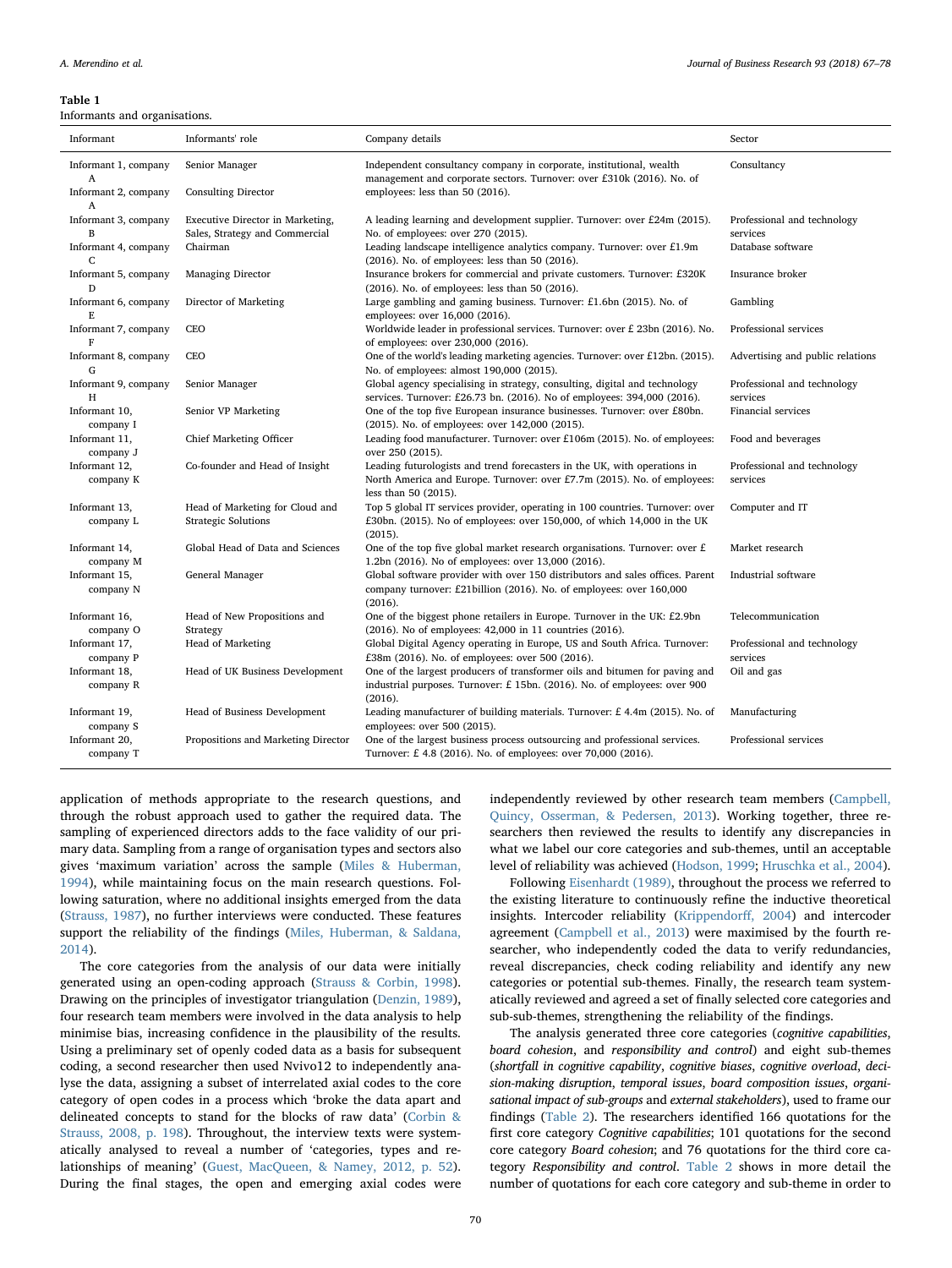**Table 1**
Informants and organisations.

| Informant | Informants' role | Company details | Sector |
|---|---|---|---|
| Informant 1, company A | Senior Manager | Independent consultancy company in corporate, institutional, wealth management and corporate sectors. Turnover: over £310k (2016). No. of employees: less than 50 (2016). | Consultancy |
| Informant 2, company A | Consulting Director | | |
| Informant 3, company B | Executive Director in Marketing, Sales, Strategy and Commercial | A leading learning and development supplier. Turnover: over £24m (2015). No. of employees: over 270 (2015). | Professional and technology services |
| Informant 4, company C | Chairman | Leading landscape intelligence analytics company. Turnover: over £1.9m (2016). No. of employees: less than 50 (2016). | Database software |
| Informant 5, company D | Managing Director | Insurance brokers for commercial and private customers. Turnover: £320K (2016). No. of employees: less than 50 (2016). | Insurance broker |
| Informant 6, company E | Director of Marketing | Large gambling and gaming business. Turnover: £1.6bn (2015). No. of employees: over 16,000 (2016). | Gambling |
| Informant 7, company F | CEO | Worldwide leader in professional services. Turnover: over £ 23bn (2016). No. of employees: over 230,000 (2016). | Professional services |
| Informant 8, company G | CEO | One of the world's leading marketing agencies. Turnover: over £12bn. (2015). No. of employees: almost 190,000 (2015). | Advertising and public relations |
| Informant 9, company H | Senior Manager | Global agency specialising in strategy, consulting, digital and technology services. Turnover: £26.73 bn. (2016). No of employees: 394,000 (2016). | Professional and technology services |
| Informant 10, company I | Senior VP Marketing | One of the top five European insurance businesses. Turnover: over £80bn. (2015). No. of employees: over 142,000 (2015). | Financial services |
| Informant 11, company J | Chief Marketing Officer | Leading food manufacturer. Turnover: over £106m (2015). No. of employees: over 250 (2015). | Food and beverages |
| Informant 12, company K | Co-founder and Head of Insight | Leading futurologists and trend forecasters in the UK, with operations in North America and Europe. Turnover: over £7.7m (2015). No. of employees: less than 50 (2015). | Professional and technology services |
| Informant 13, company L | Head of Marketing for Cloud and Strategic Solutions | Top 5 global IT services provider, operating in 100 countries. Turnover: over £30bn. (2015). No of employees: over 150,000, of which 14,000 in the UK (2015). | Computer and IT |
| Informant 14, company M | Global Head of Data and Sciences | One of the top five global market research organisations. Turnover: over £ 1.2bn (2016). No of employees: over 13,000 (2016). | Market research |
| Informant 15, company N | General Manager | Global software provider with over 150 distributors and sales offices. Parent company turnover: £21billion (2016). No. of employees: over 160,000 (2016). | Industrial software |
| Informant 16, company O | Head of New Propositions and Strategy | One of the biggest phone retailers in Europe. Turnover in the UK: £2.9bn (2016). No of employees: 42,000 in 11 countries (2016). | Telecommunication |
| Informant 17, company P | Head of Marketing | Global Digital Agency operating in Europe, US and South Africa. Turnover: £38m (2016). No. of employees: over 500 (2016). | Professional and technology services |
| Informant 18, company R | Head of UK Business Development | One of the largest producers of transformer oils and bitumen for paving and industrial purposes. Turnover: £ 15bn. (2016). No. of employees: over 900 (2016). | Oil and gas |
| Informant 19, company S | Head of Business Development | Leading manufacturer of building materials. Turnover: £ 4.4m (2015). No. of employees: over 500 (2015). | Manufacturing |
| Informant 20, company T | Propositions and Marketing Director | One of the largest business process outsourcing and professional services. Turnover: £ 4.8 (2016). No. of employees: over 70,000 (2016). | Professional services |

application of methods appropriate to the research questions, and through the robust approach used to gather the required data. The sampling of experienced directors adds to the face validity of our primary data. Sampling from a range of organisation types and sectors also gives 'maximum variation' across the sample (Miles & Huberman, 1994), while maintaining focus on the main research questions. Following saturation, where no additional insights emerged from the data (Strauss, 1987), no further interviews were conducted. These features support the reliability of the findings (Miles, Huberman, & Saldana, 2014).

The core categories from the analysis of our data were initially generated using an open-coding approach (Strauss & Corbin, 1998). Drawing on the principles of investigator triangulation (Denzin, 1989), four research team members were involved in the data analysis to help minimise bias, increasing confidence in the plausibility of the results. Using a preliminary set of openly coded data as a basis for subsequent coding, a second researcher then used Nvivo12 to independently analyse the data, assigning a subset of interrelated axial codes to the core category of open codes in a process which 'broke the data apart and delineated concepts to stand for the blocks of raw data' (Corbin & Strauss, 2008, p. 198). Throughout, the interview texts were systematically analysed to reveal a number of 'categories, types and relationships of meaning' (Guest, MacQueen, & Namey, 2012, p. 52). During the final stages, the open and emerging axial codes were independently reviewed by other research team members (Campbell, Quincy, Osserman, & Pedersen, 2013). Working together, three researchers then reviewed the results to identify any discrepancies in what we label our core categories and sub-themes, until an acceptable level of reliability was achieved (Hodson, 1999; Hruschka et al., 2004).

Following Eisenhardt (1989), throughout the process we referred to the existing literature to continuously refine the inductive theoretical insights. Intercoder reliability (Krippendorff, 2004) and intercoder agreement (Campbell et al., 2013) were maximised by the fourth researcher, who independently coded the data to verify redundancies, reveal discrepancies, check coding reliability and identify any new categories or potential sub-themes. Finally, the research team systematically reviewed and agreed a set of finally selected core categories and sub-sub-themes, strengthening the reliability of the findings.

The analysis generated three core categories (*cognitive capabilities*, *board cohesion*, and *responsibility and control*) and eight sub-themes (*shortfall in cognitive capability*, *cognitive biases*, *cognitive overload*, *decision-making disruption*, *temporal issues*, *board composition issues*, *organisational impact of sub-groups* and *external stakeholders*), used to frame our findings (Table 2). The researchers identified 166 quotations for the first core category *Cognitive capabilities*; 101 quotations for the second core category *Board cohesion*; and 76 quotations for the third core category *Responsibility and control*. Table 2 shows in more detail the number of quotations for each core category and sub-theme in order to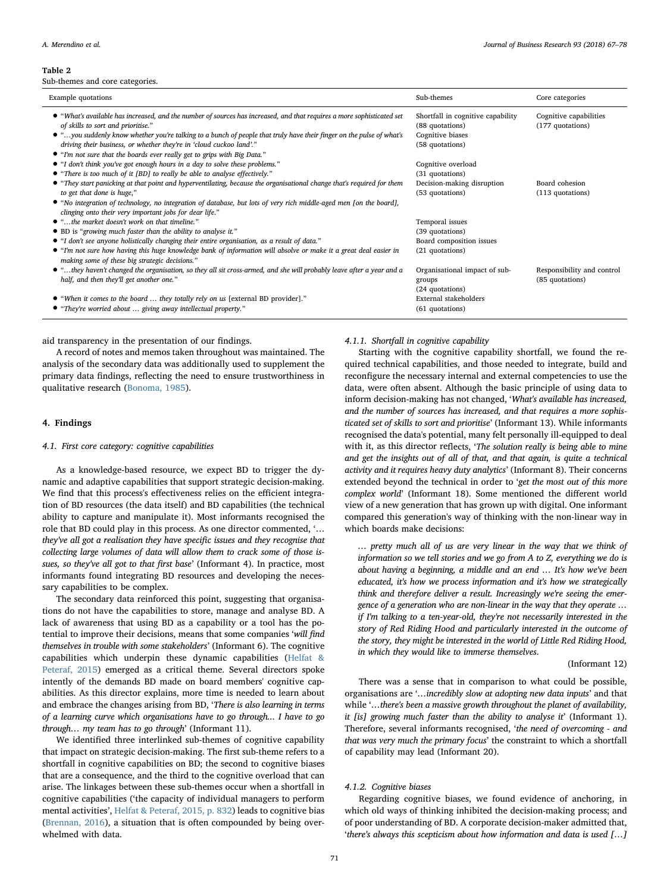Table 2
Sub-themes and core categories.

| Example quotations | Sub-themes | Core categories |
|---|---|---|
| • "*What's available has increased, and the number of sources has increased, and that requires a more sophisticated set of skills to sort and prioritise.*" | Shortfall in cognitive capability (88 quotations) | Cognitive capabilities (177 quotations) |
| • "*…you suddenly know whether you're talking to a bunch of people that truly have their finger on the pulse of what's driving their business, or whether they're in 'cloud cuckoo land'.*" • "*I'm not sure that the boards ever really get to grips with Big Data.*" | Cognitive biases (58 quotations) | |
| • "*I don't think you've got enough hours in a day to solve these problems.*" • "*There is too much of it [BD] to really be able to analyse effectively.*" | Cognitive overload (31 quotations) | |
| • "*They start panicking at that point and hyperventilating, because the organisational change that's required for them to get that done is huge,*" • "*No integration of technology, no integration of database, but lots of very rich middle-aged men [on the board], clinging onto their very important jobs for dear life.*" | Decision-making disruption (53 quotations) | Board cohesion (113 quotations) |
| • "*…the market doesn't work on that timeline.*" • BD is "*growing much faster than the ability to analyse it.*" | Temporal issues (39 quotations) | |
| • "*I don't see anyone holistically changing their entire organisation, as a result of data.*" • "*I'm not sure how having this huge knowledge bank of information will absolve or make it a great deal easier in making some of these big strategic decisions.*" | Board composition issues (21 quotations) | |
| • "*…they haven't changed the organisation, so they all sit cross-armed, and she will probably leave after a year and a half, and then they'll get another one.*" | Organisational impact of sub-groups (24 quotations) | Responsibility and control (85 quotations) |
| • "*When it comes to the board … they totally rely on us* [external BD provider]." • "*They're worried about … giving away intellectual property.*" | External stakeholders (61 quotations) | |

aid transparency in the presentation of our findings.

A record of notes and memos taken throughout was maintained. The analysis of the secondary data was additionally used to supplement the primary data findings, reflecting the need to ensure trustworthiness in qualitative research (Bonoma, 1985).

## 4. Findings

### 4.1. First core category: cognitive capabilities

As a knowledge-based resource, we expect BD to trigger the dynamic and adaptive capabilities that support strategic decision-making. We find that this process's effectiveness relies on the efficient integration of BD resources (the data itself) and BD capabilities (the technical ability to capture and manipulate it). Most informants recognised the role that BD could play in this process. As one director commented, '*… they've all got a realisation they have specific issues and they recognise that collecting large volumes of data will allow them to crack some of those issues, so they've all got to that first base*' (Informant 4). In practice, most informants found integrating BD resources and developing the necessary capabilities to be complex.

The secondary data reinforced this point, suggesting that organisations do not have the capabilities to store, manage and analyse BD. A lack of awareness that using BD as a capability or a tool has the potential to improve their decisions, means that some companies '*will find themselves in trouble with some stakeholders*' (Informant 6). The cognitive capabilities which underpin these dynamic capabilities (Helfat & Peteraf, 2015) emerged as a critical theme. Several directors spoke intently of the demands BD made on board members' cognitive capabilities. As this director explains, more time is needed to learn about and embrace the changes arising from BD, '*There is also learning in terms of a learning curve which organisations have to go through... I have to go through… my team has to go through*' (Informant 11).

We identified three interlinked sub-themes of cognitive capability that impact on strategic decision-making. The first sub-theme refers to a shortfall in cognitive capabilities on BD; the second to cognitive biases that are a consequence, and the third to the cognitive overload that can arise. The linkages between these sub-themes occur when a shortfall in cognitive capabilities ('the capacity of individual managers to perform mental activities', Helfat & Peteraf, 2015, p. 832) leads to cognitive bias (Brennan, 2016), a situation that is often compounded by being overwhelmed with data.

#### 4.1.1. Shortfall in cognitive capability

Starting with the cognitive capability shortfall, we found the required technical capabilities, and those needed to integrate, build and reconfigure the necessary internal and external competencies to use the data, were often absent. Although the basic principle of using data to inform decision-making has not changed, '*What's available has increased, and the number of sources has increased, and that requires a more sophisticated set of skills to sort and prioritise*' (Informant 13). While informants recognised the data's potential, many felt personally ill-equipped to deal with it, as this director reflects, '*The solution really is being able to mine and get the insights out of all of that, and that again, is quite a technical activity and it requires heavy duty analytics*' (Informant 8). Their concerns extended beyond the technical in order to '*get the most out of this more complex world*' (Informant 18). Some mentioned the different world view of a new generation that has grown up with digital. One informant compared this generation's way of thinking with the non-linear way in which boards make decisions:

> *… pretty much all of us are very linear in the way that we think of information so we tell stories and we go from A to Z, everything we do is about having a beginning, a middle and an end … It's how we've been educated, it's how we process information and it's how we strategically think and therefore deliver a result. Increasingly we're seeing the emergence of a generation who are non-linear in the way that they operate … if I'm talking to a ten-year-old, they're not necessarily interested in the story of Red Riding Hood and particularly interested in the outcome of the story, they might be interested in the world of Little Red Riding Hood, in which they would like to immerse themselves.*
>
> (Informant 12)

There was a sense that in comparison to what could be possible, organisations are '*…incredibly slow at adopting new data inputs*' and that while '*…there's been a massive growth throughout the planet of availability, it [is] growing much faster than the ability to analyse it*' (Informant 1). Therefore, several informants recognised, '*the need of overcoming - and that was very much the primary focus*' the constraint to which a shortfall of capability may lead (Informant 20).

#### 4.1.2. Cognitive biases

Regarding cognitive biases, we found evidence of anchoring, in which old ways of thinking inhibited the decision-making process; and of poor understanding of BD. A corporate decision-maker admitted that, '*there's always this scepticism about how information and data is used […]*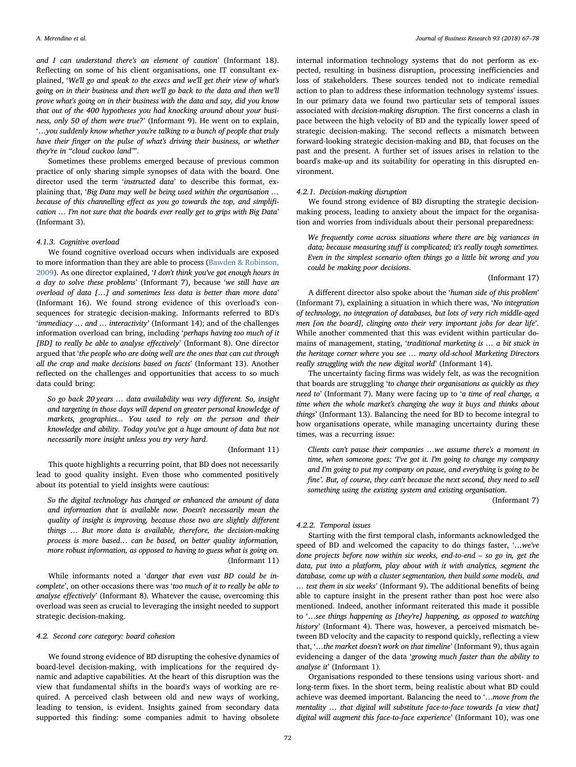*and I can understand there's an element of caution*' (Informant 18). Reflecting on some of his client organisations, one IT consultant explained, '*We'll go and speak to the execs and we'll get their view of what's going on in their business and then we'll go back to the data and then we'll prove what's going on in their business with the data and say, did you know that out of the 400 hypotheses you had knocking around about your business, only 50 of them were true?*' (Informant 9). He went on to explain, '*…you suddenly know whether you're talking to a bunch of people that truly have their finger on the pulse of what's driving their business, or whether they're in "cloud cuckoo land"*'.

Sometimes these problems emerged because of previous common practice of only sharing simple synopses of data with the board. One director used the term '*instructed data*' to describe this format, explaining that, '*Big Data may well be being used within the organisation … because of this channelling effect as you go towards the top, and simplification … I'm not sure that the boards ever really get to grips with Big Data*' (Informant 3).

#### 4.1.3. Cognitive overload

We found cognitive overload occurs when individuals are exposed to more information than they are able to process (Bawden & Robinson, 2009). As one director explained, '*I don't think you've got enough hours in a day to solve these problems*' (Informant 7), because '*we still have an overload of data […] and sometimes less data is better than more data*' (Informant 16). We found strong evidence of this overload's consequences for strategic decision-making. Informants referred to BD's '*immediacy … and … interactivity*' (Informant 14); and of the challenges information overload can bring, including '*perhaps having too much of it [BD] to really be able to analyse effectively*' (Informant 8). One director argued that '*the people who are doing well are the ones that can cut through all the crap and make decisions based on facts*' (Informant 13). Another reflected on the challenges and opportunities that access to so much data could bring:

> *So go back 20 years … data availability was very different. So, insight and targeting in those days will depend on greater personal knowledge of markets, geographies... You used to rely on the person and their knowledge and ability. Today you've got a huge amount of data but not necessarily more insight unless you try very hard.*
>
> (Informant 11)

This quote highlights a recurring point, that BD does not necessarily lead to good quality insight. Even those who commented positively about its potential to yield insights were cautious:

> *So the digital technology has changed or enhanced the amount of data and information that is available now. Doesn't necessarily mean the quality of insight is improving, because those two are slightly different things … But more data is available, therefore, the decision-making process is more based… can be based, on better quality information, more robust information, as opposed to having to guess what is going on.*
>
> (Informant 11)

While informants noted a '*danger that even vast BD could be incomplete*', on other occasions there was '*too much of it to really be able to analyse effectively*' (Informant 8). Whatever the cause, overcoming this overload was seen as crucial to leveraging the insight needed to support strategic decision-making.

### 4.2. Second core category: board cohesion

We found strong evidence of BD disrupting the cohesive dynamics of board-level decision-making, with implications for the required dynamic and adaptive capabilities. At the heart of this disruption was the view that fundamental shifts in the board's ways of working are required. A perceived clash between old and new ways of working, leading to tension, is evident. Insights gained from secondary data supported this finding: some companies admit to having obsolete internal information technology systems that do not perform as expected, resulting in business disruption, processing inefficiencies and loss of stakeholders. These sources tended not to indicate remedial action to plan to address these information technology systems' issues. In our primary data we found two particular sets of temporal issues associated with *decision-making disruption*. The first concerns a clash in pace between the high velocity of BD and the typically lower speed of strategic decision-making. The second reflects a mismatch between forward-looking strategic decision-making and BD, that focuses on the past and the present. A further set of issues arises in relation to the board's make-up and its suitability for operating in this disrupted environment.

#### 4.2.1. Decision-making disruption

We found strong evidence of BD disrupting the strategic decision-making process, leading to anxiety about the impact for the organisation and worries from individuals about their personal preparedness:

> *We frequently come across situations where there are big variances in data; because measuring stuff is complicated; it's really tough sometimes. Even in the simplest scenario often things go a little bit wrong and you could be making poor decisions.*
>
> (Informant 17)

A different director also spoke about the '*human side of this problem*' (Informant 7), explaining a situation in which there was, '*No integration of technology, no integration of databases, but lots of very rich middle-aged men [on the board], clinging onto their very important jobs for dear life*'. While another commented that this was evident within particular domains of management, stating, '*traditional marketing is … a bit stuck in the heritage corner where you see … many old-school Marketing Directors really struggling with the new digital world*' (Informant 14).

The uncertainty facing firms was widely felt, as was the recognition that boards are struggling '*to change their organisations as quickly as they need to*' (Informant 7). Many were facing up to '*a time of real change, a time when the whole market's changing the way it buys and thinks about things*' (Informant 13). Balancing the need for BD to become integral to how organisations operate, while managing uncertainty during these times, was a recurring issue:

> *Clients can't pause their companies …we assume there's a moment in time, when someone goes: 'I've got it. I'm going to change my company and I'm going to put my company on pause, and everything is going to be fine'. But, of course, they can't because the next second, they need to sell something using the existing system and existing organisation.*
>
> (Informant 7)

#### 4.2.2. Temporal issues

Starting with the first temporal clash, informants acknowledged the speed of BD and welcomed the capacity to do things faster, '*…we've done projects before now within six weeks, end-to-end – so go in, get the data, put into a platform, play about with it with analytics, segment the database, come up with a cluster segmentation, then build some models, and … test them in six weeks*' (Informant 9). The additional benefits of being able to capture insight in the present rather than post hoc were also mentioned. Indeed, another informant reiterated this made it possible to '*…see things happening as [they're] happening, as opposed to watching history*' (Informant 4). There was, however, a perceived mismatch between BD velocity and the capacity to respond quickly, reflecting a view that, '*…the market doesn't work on that timeline*' (Informant 9), thus again evidencing a danger of the data '*growing much faster than the ability to analyse it*' (Informant 1).

Organisations responded to these tensions using various short- and long-term fixes. In the short term, being realistic about what BD could achieve was deemed important. Balancing the need to '*…move from the mentality … that digital will substitute face-to-face towards [a view that] digital will augment this face-to-face experience*' (Informant 10), was one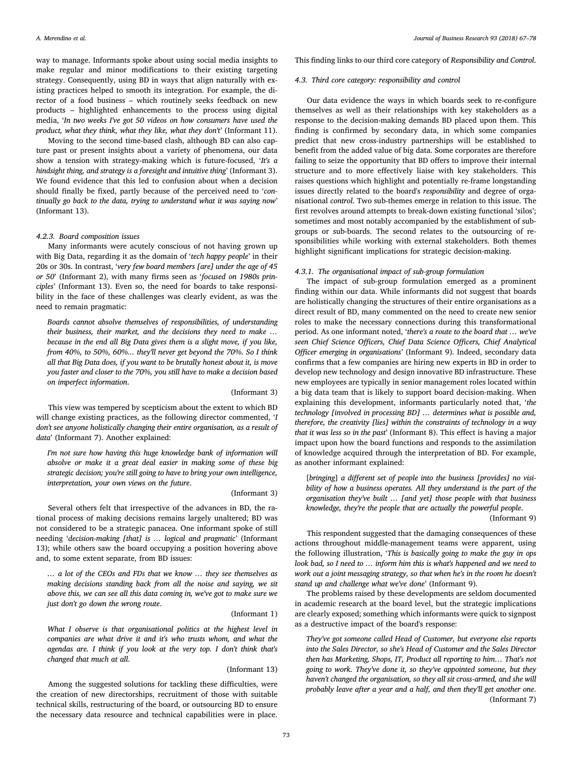way to manage. Informants spoke about using social media insights to make regular and minor modifications to their existing targeting strategy. Consequently, using BD in ways that align naturally with existing practices helped to smooth its integration. For example, the director of a food business – which routinely seeks feedback on new products – highlighted enhancements to the process using digital media, '*In two weeks I've got 50 videos on how consumers have used the product, what they think, what they like, what they don't*' (Informant 11).

Moving to the second time-based clash, although BD can also capture past or present insights about a variety of phenomena, our data show a tension with strategy-making which is future-focused, '*It's a hindsight thing, and strategy is a foresight and intuitive thing*' (Informant 3). We found evidence that this led to confusion about when a decision should finally be fixed, partly because of the perceived need to '*continually go back to the data, trying to understand what it was saying now*' (Informant 13).

#### 4.2.3. Board composition issues

Many informants were acutely conscious of not having grown up with Big Data, regarding it as the domain of '*tech happy people*' in their 20s or 30s. In contrast, '*very few board members [are] under the age of 45 or 50*' (Informant 2), with many firms seen as '*focused on 1980s principles*' (Informant 13). Even so, the need for boards to take responsibility in the face of these challenges was clearly evident, as was the need to remain pragmatic:

> *Boards cannot absolve themselves of responsibilities, of understanding their business, their market, and the decisions they need to make … because in the end all Big Data gives them is a slight move, if you like, from 40%, to 50%, 60%... they'll never get beyond the 70%. So I think all that Big Data does, if you want to be brutally honest about it, is move you faster and closer to the 70%, you still have to make a decision based on imperfect information.*
>
> (Informant 3)

This view was tempered by scepticism about the extent to which BD will change existing practices, as the following director commented, '*I don't see anyone holistically changing their entire organisation, as a result of data*' (Informant 7). Another explained:

> *I'm not sure how having this huge knowledge bank of information will absolve or make it a great deal easier in making some of these big strategic decision; you're still going to have to bring your own intelligence, interpretation, your own views on the future.*
>
> (Informant 3)

Several others felt that irrespective of the advances in BD, the rational process of making decisions remains largely unaltered; BD was not considered to be a strategic panacea. One informant spoke of still needing '*decision-making [that] is … logical and pragmatic*' (Informant 13); while others saw the board occupying a position hovering above and, to some extent separate, from BD issues:

> *… a lot of the CEOs and FDs that we know … they see themselves as making decisions standing back from all the noise and saying, we sit above this, we can see all this data coming in, we've got to make sure we just don't go down the wrong route.*
>
> (Informant 1)

> *What I observe is that organisational politics at the highest level in companies are what drive it and it's who trusts whom, and what the agendas are. I think if you look at the very top. I don't think that's changed that much at all.*
>
> (Informant 13)

Among the suggested solutions for tackling these difficulties, were the creation of new directorships, recruitment of those with suitable technical skills, restructuring of the board, or outsourcing BD to ensure the necessary data resource and technical capabilities were in place. This finding links to our third core category of *Responsibility and Control*.

### 4.3. Third core category: responsibility and control

Our data evidence the ways in which boards seek to re-configure themselves as well as their relationships with key stakeholders as a response to the decision-making demands BD placed upon them. This finding is confirmed by secondary data, in which some companies predict that new cross-industry partnerships will be established to benefit from the added value of big data. Some corporates are therefore failing to seize the opportunity that BD offers to improve their internal structure and to more effectively liaise with key stakeholders. This raises questions which highlight and potentially re-frame longstanding issues directly related to the board's *responsibility* and degree of organisational *control*. Two sub-themes emerge in relation to this issue. The first revolves around attempts to break-down existing functional 'silos'; sometimes and most notably accompanied by the establishment of sub-groups or sub-boards. The second relates to the outsourcing of responsibilities while working with external stakeholders. Both themes highlight significant implications for strategic decision-making.

#### 4.3.1. The organisational impact of sub-group formulation

The impact of sub-group formulation emerged as a prominent finding within our data. While informants did not suggest that boards are holistically changing the structures of their entire organisations as a direct result of BD, many commented on the need to create new senior roles to make the necessary connections during this transformational period. As one informant noted, '*there's a route to the board that … we've seen Chief Science Officers, Chief Data Science Officers, Chief Analytical Officer emerging in organisations*' (Informant 9). Indeed, secondary data confirms that a few companies are hiring new experts in BD in order to develop new technology and design innovative BD infrastructure. These new employees are typically in senior management roles located within a big data team that is likely to support board decision-making. When explaining this development, informants particularly noted that, '*the technology [involved in processing BD] … determines what is possible and, therefore, the creativity [lies] within the constraints of technology in a way that it was less so in the past*' (Informant 8). This effect is having a major impact upon how the board functions and responds to the assimilation of knowledge acquired through the interpretation of BD. For example, as another informant explained:

> [*bringing*] *a different set of people into the business [provides] no visibility of how a business operates. All they understand is the part of the organisation they've built … [and yet] those people with that business knowledge, they're the people that are actually the powerful people.*
>
> (Informant 9)

This respondent suggested that the damaging consequences of these actions throughout middle-management teams were apparent, using the following illustration, '*This is basically going to make the guy in ops look bad, so I need to … inform him this is what's happened and we need to work out a joint messaging strategy, so that when he's in the room he doesn't stand up and challenge what we've done*' (Informant 9).

The problems raised by these developments are seldom documented in academic research at the board level, but the strategic implications are clearly exposed; something which informants were quick to signpost as a destructive impact of the board's response:

> *They've got someone called Head of Customer, but everyone else reports into the Sales Director, so she's Head of Customer and the Sales Director then has Marketing, Shops, IT, Product all reporting to him… That's not going to work. They've done it, so they've appointed someone, but they haven't changed the organisation, so they all sit cross-armed, and she will probably leave after a year and a half, and then they'll get another one.*
>
> (Informant 7)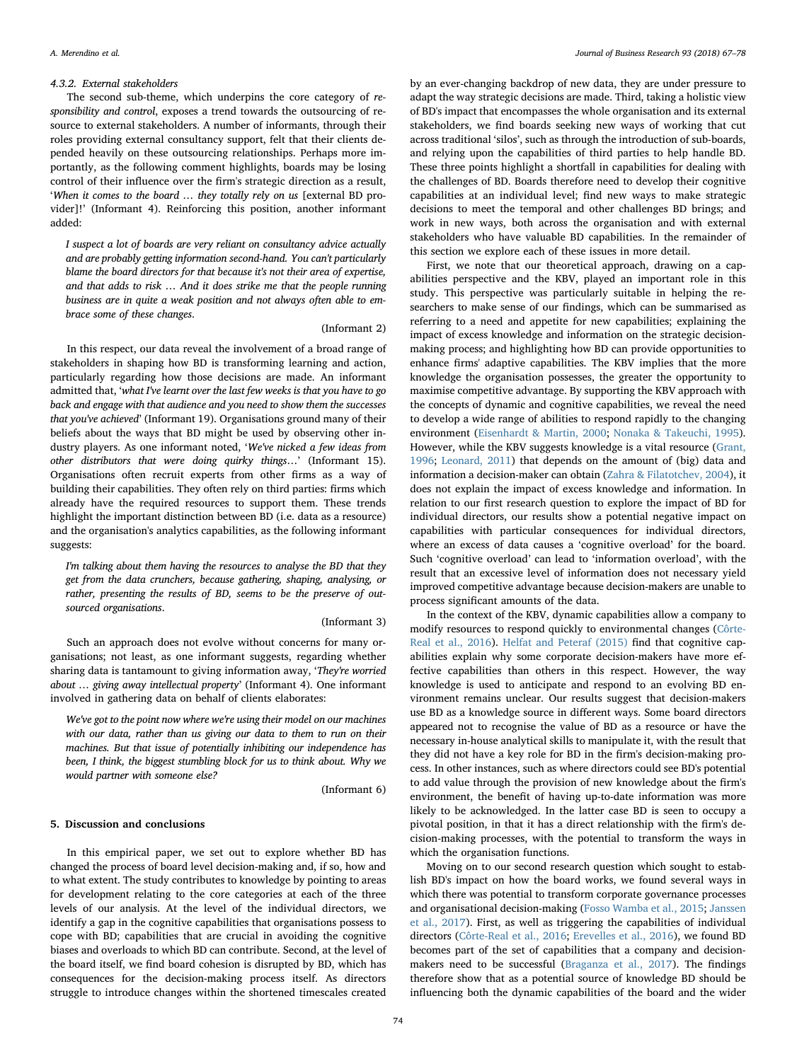#### 4.3.2. External stakeholders

The second sub-theme, which underpins the core category of *responsibility and control*, exposes a trend towards the outsourcing of resource to external stakeholders. A number of informants, through their roles providing external consultancy support, felt that their clients depended heavily on these outsourcing relationships. Perhaps more importantly, as the following comment highlights, boards may be losing control of their influence over the firm's strategic direction as a result, '*When it comes to the board … they totally rely on us* [external BD provider]!' (Informant 4). Reinforcing this position, another informant added:

> *I suspect a lot of boards are very reliant on consultancy advice actually and are probably getting information second-hand. You can't particularly blame the board directors for that because it's not their area of expertise, and that adds to risk … And it does strike me that the people running business are in quite a weak position and not always often able to embrace some of these changes.*
>
> (Informant 2)

In this respect, our data reveal the involvement of a broad range of stakeholders in shaping how BD is transforming learning and action, particularly regarding how those decisions are made. An informant admitted that, '*what I've learnt over the last few weeks is that you have to go back and engage with that audience and you need to show them the successes that you've achieved*' (Informant 19). Organisations ground many of their beliefs about the ways that BD might be used by observing other industry players. As one informant noted, '*We've nicked a few ideas from other distributors that were doing quirky things*…' (Informant 15). Organisations often recruit experts from other firms as a way of building their capabilities. They often rely on third parties: firms which already have the required resources to support them. These trends highlight the important distinction between BD (i.e. data as a resource) and the organisation's analytics capabilities, as the following informant suggests:

> *I'm talking about them having the resources to analyse the BD that they get from the data crunchers, because gathering, shaping, analysing, or rather, presenting the results of BD, seems to be the preserve of outsourced organisations.*
>
> (Informant 3)

Such an approach does not evolve without concerns for many organisations; not least, as one informant suggests, regarding whether sharing data is tantamount to giving information away, '*They're worried about … giving away intellectual property*' (Informant 4). One informant involved in gathering data on behalf of clients elaborates:

> *We've got to the point now where we're using their model on our machines with our data, rather than us giving our data to them to run on their machines. But that issue of potentially inhibiting our independence has been, I think, the biggest stumbling block for us to think about. Why we would partner with someone else?*
>
> (Informant 6)

## 5. Discussion and conclusions

In this empirical paper, we set out to explore whether BD has changed the process of board level decision-making and, if so, how and to what extent. The study contributes to knowledge by pointing to areas for development relating to the core categories at each of the three levels of our analysis. At the level of the individual directors, we identify a gap in the cognitive capabilities that organisations possess to cope with BD; capabilities that are crucial in avoiding the cognitive biases and overloads to which BD can contribute. Second, at the level of the board itself, we find board cohesion is disrupted by BD, which has consequences for the decision-making process itself. As directors struggle to introduce changes within the shortened timescales created by an ever-changing backdrop of new data, they are under pressure to adapt the way strategic decisions are made. Third, taking a holistic view of BD's impact that encompasses the whole organisation and its external stakeholders, we find boards seeking new ways of working that cut across traditional 'silos', such as through the introduction of sub-boards, and relying upon the capabilities of third parties to help handle BD. These three points highlight a shortfall in capabilities for dealing with the challenges of BD. Boards therefore need to develop their cognitive capabilities at an individual level; find new ways to make strategic decisions to meet the temporal and other challenges BD brings; and work in new ways, both across the organisation and with external stakeholders who have valuable BD capabilities. In the remainder of this section we explore each of these issues in more detail.

First, we note that our theoretical approach, drawing on a capabilities perspective and the KBV, played an important role in this study. This perspective was particularly suitable in helping the researchers to make sense of our findings, which can be summarised as referring to a need and appetite for new capabilities; explaining the impact of excess knowledge and information on the strategic decision-making process; and highlighting how BD can provide opportunities to enhance firms' adaptive capabilities. The KBV implies that the more knowledge the organisation possesses, the greater the opportunity to maximise competitive advantage. By supporting the KBV approach with the concepts of dynamic and cognitive capabilities, we reveal the need to develop a wide range of abilities to respond rapidly to the changing environment (Eisenhardt & Martin, 2000; Nonaka & Takeuchi, 1995). However, while the KBV suggests knowledge is a vital resource (Grant, 1996; Leonard, 2011) that depends on the amount of (big) data and information a decision-maker can obtain (Zahra & Filatotchev, 2004), it does not explain the impact of excess knowledge and information. In relation to our first research question to explore the impact of BD for individual directors, our results show a potential negative impact on capabilities with particular consequences for individual directors, where an excess of data causes a 'cognitive overload' for the board. Such 'cognitive overload' can lead to 'information overload', with the result that an excessive level of information does not necessary yield improved competitive advantage because decision-makers are unable to process significant amounts of the data.

In the context of the KBV, dynamic capabilities allow a company to modify resources to respond quickly to environmental changes (Côrte-Real et al., 2016). Helfat and Peteraf (2015) find that cognitive capabilities explain why some corporate decision-makers have more effective capabilities than others in this respect. However, the way knowledge is used to anticipate and respond to an evolving BD environment remains unclear. Our results suggest that decision-makers use BD as a knowledge source in different ways. Some board directors appeared not to recognise the value of BD as a resource or have the necessary in-house analytical skills to manipulate it, with the result that they did not have a key role for BD in the firm's decision-making process. In other instances, such as where directors could see BD's potential to add value through the provision of new knowledge about the firm's environment, the benefit of having up-to-date information was more likely to be acknowledged. In the latter case BD is seen to occupy a pivotal position, in that it has a direct relationship with the firm's decision-making processes, with the potential to transform the ways in which the organisation functions.

Moving on to our second research question which sought to establish BD's impact on how the board works, we found several ways in which there was potential to transform corporate governance processes and organisational decision-making (Fosso Wamba et al., 2015; Janssen et al., 2017). First, as well as triggering the capabilities of individual directors (Côrte-Real et al., 2016; Erevelles et al., 2016), we found BD becomes part of the set of capabilities that a company and decision-makers need to be successful (Braganza et al., 2017). The findings therefore show that as a potential source of knowledge BD should be influencing both the dynamic capabilities of the board and the wider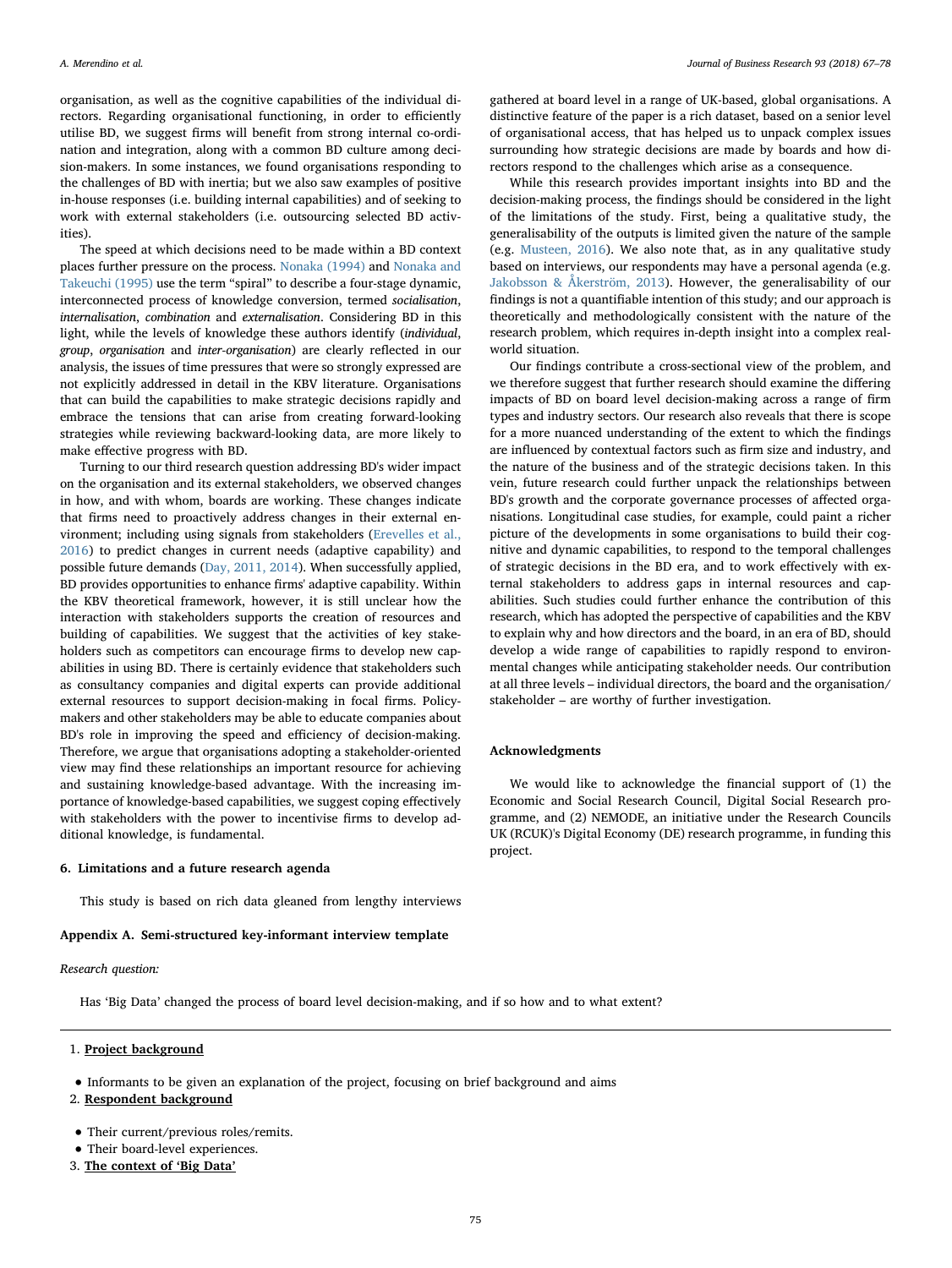organisation, as well as the cognitive capabilities of the individual directors. Regarding organisational functioning, in order to efficiently utilise BD, we suggest firms will benefit from strong internal co-ordination and integration, along with a common BD culture among decision-makers. In some instances, we found organisations responding to the challenges of BD with inertia; but we also saw examples of positive in-house responses (i.e. building internal capabilities) and of seeking to work with external stakeholders (i.e. outsourcing selected BD activities).

The speed at which decisions need to be made within a BD context places further pressure on the process. Nonaka (1994) and Nonaka and Takeuchi (1995) use the term "spiral" to describe a four-stage dynamic, interconnected process of knowledge conversion, termed *socialisation*, *internalisation*, *combination* and *externalisation*. Considering BD in this light, while the levels of knowledge these authors identify (*individual*, *group*, *organisation* and *inter-organisation*) are clearly reflected in our analysis, the issues of time pressures that were so strongly expressed are not explicitly addressed in detail in the KBV literature. Organisations that can build the capabilities to make strategic decisions rapidly and embrace the tensions that can arise from creating forward-looking strategies while reviewing backward-looking data, are more likely to make effective progress with BD.

Turning to our third research question addressing BD's wider impact on the organisation and its external stakeholders, we observed changes in how, and with whom, boards are working. These changes indicate that firms need to proactively address changes in their external environment; including using signals from stakeholders (Erevelles et al., 2016) to predict changes in current needs (adaptive capability) and possible future demands (Day, 2011, 2014). When successfully applied, BD provides opportunities to enhance firms' adaptive capability. Within the KBV theoretical framework, however, it is still unclear how the interaction with stakeholders supports the creation of resources and building of capabilities. We suggest that the activities of key stakeholders such as competitors can encourage firms to develop new capabilities in using BD. There is certainly evidence that stakeholders such as consultancy companies and digital experts can provide additional external resources to support decision-making in focal firms. Policy-makers and other stakeholders may be able to educate companies about BD's role in improving the speed and efficiency of decision-making. Therefore, we argue that organisations adopting a stakeholder-oriented view may find these relationships an important resource for achieving and sustaining knowledge-based advantage. With the increasing importance of knowledge-based capabilities, we suggest coping effectively with stakeholders with the power to incentivise firms to develop additional knowledge, is fundamental.

## 6. Limitations and a future research agenda

This study is based on rich data gleaned from lengthy interviews gathered at board level in a range of UK-based, global organisations. A distinctive feature of the paper is a rich dataset, based on a senior level of organisational access, that has helped us to unpack complex issues surrounding how strategic decisions are made by boards and how directors respond to the challenges which arise as a consequence.

While this research provides important insights into BD and the decision-making process, the findings should be considered in the light of the limitations of the study. First, being a qualitative study, the generalisability of the outputs is limited given the nature of the sample (e.g. Musteen, 2016). We also note that, as in any qualitative study based on interviews, our respondents may have a personal agenda (e.g. Jakobsson & Åkerström, 2013). However, the generalisability of our findings is not a quantifiable intention of this study; and our approach is theoretically and methodologically consistent with the nature of the research problem, which requires in-depth insight into a complex real-world situation.

Our findings contribute a cross-sectional view of the problem, and we therefore suggest that further research should examine the differing impacts of BD on board level decision-making across a range of firm types and industry sectors. Our research also reveals that there is scope for a more nuanced understanding of the extent to which the findings are influenced by contextual factors such as firm size and industry, and the nature of the business and of the strategic decisions taken. In this vein, future research could further unpack the relationships between BD's growth and the corporate governance processes of affected organisations. Longitudinal case studies, for example, could paint a richer picture of the developments in some organisations to build their cognitive and dynamic capabilities, to respond to the temporal challenges of strategic decisions in the BD era, and to work effectively with external stakeholders to address gaps in internal resources and capabilities. Such studies could further enhance the contribution of this research, which has adopted the perspective of capabilities and the KBV to explain why and how directors and the board, in an era of BD, should develop a wide range of capabilities to rapidly respond to environmental changes while anticipating stakeholder needs. Our contribution at all three levels – individual directors, the board and the organisation/stakeholder – are worthy of further investigation.

## Acknowledgments

We would like to acknowledge the financial support of (1) the Economic and Social Research Council, Digital Social Research programme, and (2) NEMODE, an initiative under the Research Councils UK (RCUK)'s Digital Economy (DE) research programme, in funding this project.

## Appendix A. Semi-structured key-informant interview template

*Research question:*

Has 'Big Data' changed the process of board level decision-making, and if so how and to what extent?

---

1. **Project background**

- Informants to be given an explanation of the project, focusing on brief background and aims

2. **Respondent background**

- Their current/previous roles/remits.
- Their board-level experiences.

3. **The context of 'Big Data'**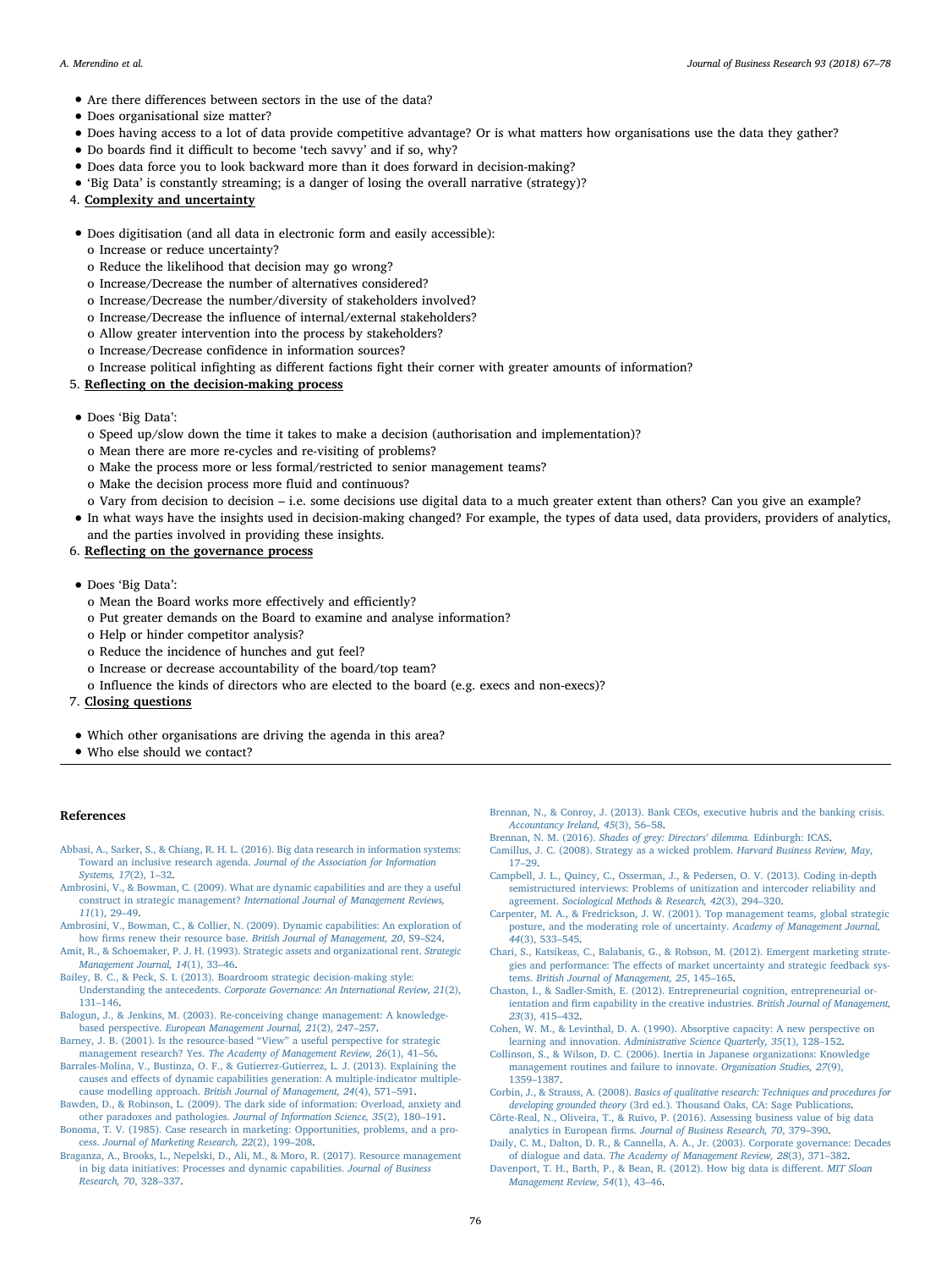- Are there differences between sectors in the use of the data?
- Does organisational size matter?
- Does having access to a lot of data provide competitive advantage? Or is what matters how organisations use the data they gather?
- Do boards find it difficult to become 'tech savvy' and if so, why?
- Does data force you to look backward more than it does forward in decision-making?
- 'Big Data' is constantly streaming; is a danger of losing the overall narrative (strategy)?

4. **Complexity and uncertainty**

- Does digitisation (and all data in electronic form and easily accessible):
  - o Increase or reduce uncertainty?
  - o Reduce the likelihood that decision may go wrong?
  - o Increase/Decrease the number of alternatives considered?
  - o Increase/Decrease the number/diversity of stakeholders involved?
  - o Increase/Decrease the influence of internal/external stakeholders?
  - o Allow greater intervention into the process by stakeholders?
  - o Increase/Decrease confidence in information sources?
  - o Increase political infighting as different factions fight their corner with greater amounts of information?

5. **Reflecting on the decision-making process**

- Does 'Big Data':
  - o Speed up/slow down the time it takes to make a decision (authorisation and implementation)?
  - o Mean there are more re-cycles and re-visiting of problems?
  - o Make the process more or less formal/restricted to senior management teams?
  - o Make the decision process more fluid and continuous?
  - o Vary from decision to decision – i.e. some decisions use digital data to a much greater extent than others? Can you give an example?
- In what ways have the insights used in decision-making changed? For example, the types of data used, data providers, providers of analytics, and the parties involved in providing these insights.

6. **Reflecting on the governance process**

- Does 'Big Data':
  - o Mean the Board works more effectively and efficiently?
  - o Put greater demands on the Board to examine and analyse information?
  - o Help or hinder competitor analysis?
  - o Reduce the incidence of hunches and gut feel?
  - o Increase or decrease accountability of the board/top team?
  - o Influence the kinds of directors who are elected to the board (e.g. execs and non-execs)?

7. **Closing questions**

- Which other organisations are driving the agenda in this area?
- Who else should we contact?

## References

Abbasi, A., Sarker, S., & Chiang, R. H. L. (2016). Big data research in information systems: Toward an inclusive research agenda. *Journal of the Association for Information Systems, 17*(2), 1–32.

Ambrosini, V., & Bowman, C. (2009). What are dynamic capabilities and are they a useful construct in strategic management? *International Journal of Management Reviews, 11*(1), 29–49.

Ambrosini, V., Bowman, C., & Collier, N. (2009). Dynamic capabilities: An exploration of how firms renew their resource base. *British Journal of Management, 20*, S9–S24.

Amit, R., & Schoemaker, P. J. H. (1993). Strategic assets and organizational rent. *Strategic Management Journal, 14*(1), 33–46.

Bailey, B. C., & Peck, S. I. (2013). Boardroom strategic decision-making style: Understanding the antecedents. *Corporate Governance: An International Review, 21*(2), 131–146.

Balogun, J., & Jenkins, M. (2003). Re-conceiving change management: A knowledge-based perspective. *European Management Journal, 21*(2), 247–257.

Barney, J. B. (2001). Is the resource-based "View" a useful perspective for strategic management research? Yes. *The Academy of Management Review, 26*(1), 41–56.

Barrales-Molina, V., Bustinza, O. F., & Gutierrez-Gutierrez, L. J. (2013). Explaining the causes and effects of dynamic capabilities generation: A multiple-indicator multiple-cause modelling approach. *British Journal of Management, 24*(4), 571–591.

Bawden, D., & Robinson, L. (2009). The dark side of information: Overload, anxiety and other paradoxes and pathologies. *Journal of Information Science, 35*(2), 180–191.

Bonoma, T. V. (1985). Case research in marketing: Opportunities, problems, and a process. *Journal of Marketing Research, 22*(2), 199–208.

Braganza, A., Brooks, L., Nepelski, D., Ali, M., & Moro, R. (2017). Resource management in big data initiatives: Processes and dynamic capabilities. *Journal of Business Research, 70*, 328–337.

Brennan, N., & Conroy, J. (2013). Bank CEOs, executive hubris and the banking crisis. *Accountancy Ireland, 45*(3), 56–58.

Brennan, N. M. (2016). *Shades of grey: Directors' dilemma.* Edinburgh: ICAS.

Camillus, J. C. (2008). Strategy as a wicked problem. *Harvard Business Review, May*, 17–29.

Campbell, J. L., Quincy, C., Osserman, J., & Pedersen, O. V. (2013). Coding in-depth semistructured interviews: Problems of unitization and intercoder reliability and agreement. *Sociological Methods & Research, 42*(3), 294–320.

Carpenter, M. A., & Fredrickson, J. W. (2001). Top management teams, global strategic posture, and the moderating role of uncertainty. *Academy of Management Journal, 44*(3), 533–545.

Chari, S., Katsikeas, C., Balabanis, G., & Robson, M. (2012). Emergent marketing strategies and performance: The effects of market uncertainty and strategic feedback systems. *British Journal of Management, 25*, 145–165.

Chaston, I., & Sadler-Smith, E. (2012). Entrepreneurial cognition, entrepreneurial orientation and firm capability in the creative industries. *British Journal of Management, 23*(3), 415–432.

Cohen, W. M., & Levinthal, D. A. (1990). Absorptive capacity: A new perspective on learning and innovation. *Administrative Science Quarterly, 35*(1), 128–152.

Collinson, S., & Wilson, D. C. (2006). Inertia in Japanese organizations: Knowledge management routines and failure to innovate. *Organization Studies, 27*(9), 1359–1387.

Corbin, J., & Strauss, A. (2008). *Basics of qualitative research: Techniques and procedures for developing grounded theory* (3rd ed.). Thousand Oaks, CA: Sage Publications.

Côrte-Real, N., Oliveira, T., & Ruivo, P. (2016). Assessing business value of big data analytics in European firms. *Journal of Business Research, 70*, 379–390.

Daily, C. M., Dalton, D. R., & Cannella, A. A., Jr. (2003). Corporate governance: Decades of dialogue and data. *The Academy of Management Review, 28*(3), 371–382.

Davenport, T. H., Barth, P., & Bean, R. (2012). How big data is different. *MIT Sloan Management Review, 54*(1), 43–46.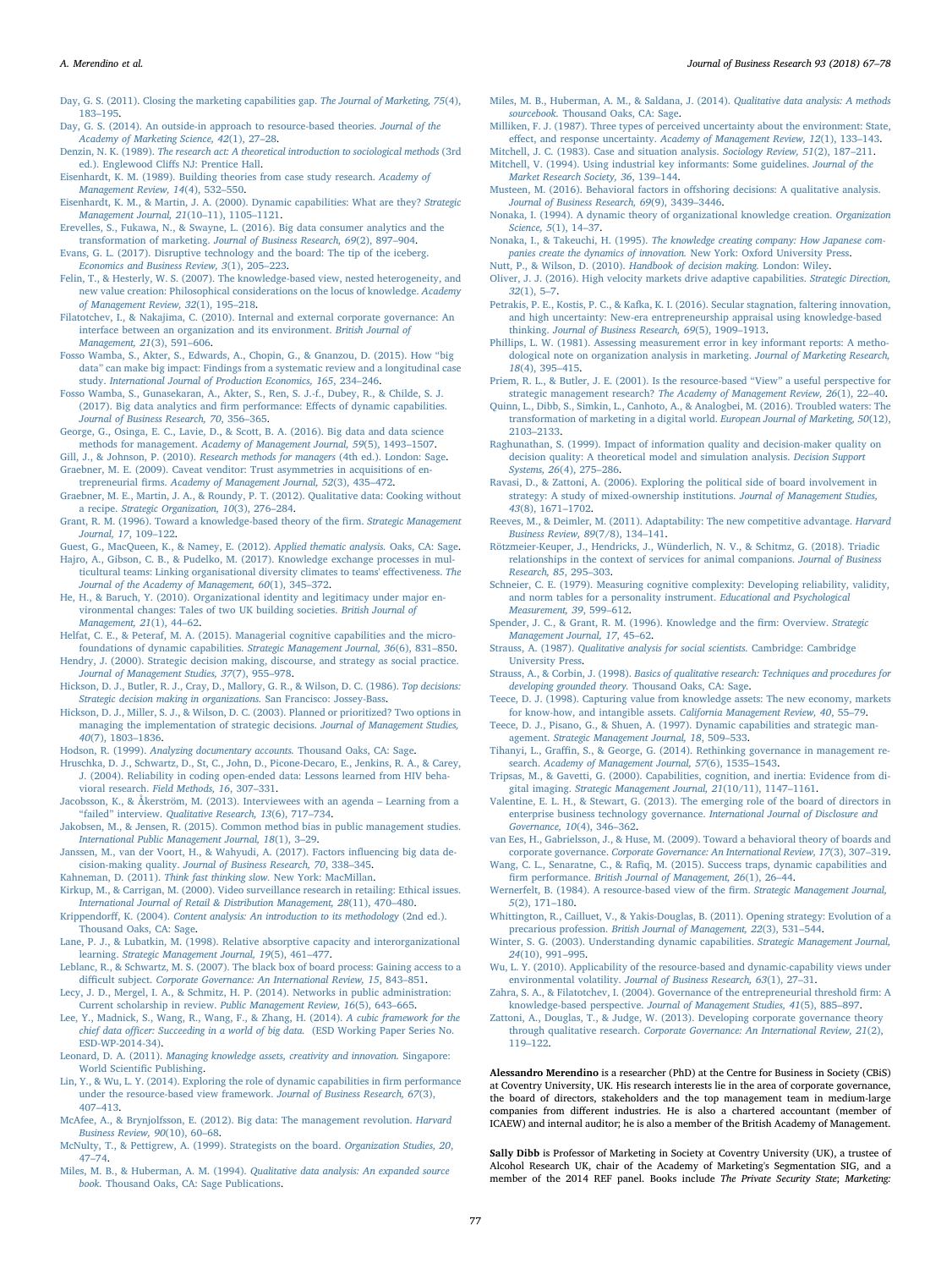Day, G. S. (2011). Closing the marketing capabilities gap. *The Journal of Marketing, 75*(4), 183–195.

Day, G. S. (2014). An outside-in approach to resource-based theories. *Journal of the Academy of Marketing Science, 42*(1), 27–28.

Denzin, N. K. (1989). *The research act: A theoretical introduction to sociological methods* (3rd ed.). Englewood Cliffs NJ: Prentice Hall.

Eisenhardt, K. M. (1989). Building theories from case study research. *Academy of Management Review, 14*(4), 532–550.

Eisenhardt, K. M., & Martin, J. A. (2000). Dynamic capabilities: What are they? *Strategic Management Journal, 21*(10–11), 1105–1121.

Erevelles, S., Fukawa, N., & Swayne, L. (2016). Big data consumer analytics and the transformation of marketing. *Journal of Business Research, 69*(2), 897–904.

Evans, G. L. (2017). Disruptive technology and the board: The tip of the iceberg. *Economics and Business Review, 3*(1), 205–223.

Felin, T., & Hesterly, W. S. (2007). The knowledge-based view, nested heterogeneity, and new value creation: Philosophical considerations on the locus of knowledge. *Academy of Management Review, 32*(1), 195–218.

Filatotchev, I., & Nakajima, C. (2010). Internal and external corporate governance: An interface between an organization and its environment. *British Journal of Management, 21*(3), 591–606.

Fosso Wamba, S., Akter, S., Edwards, A., Chopin, G., & Gnanzou, D. (2015). How "big data" can make big impact: Findings from a systematic review and a longitudinal case study. *International Journal of Production Economics, 165*, 234–246.

Fosso Wamba, S., Gunasekaran, A., Akter, S., Ren, S. J.-f., Dubey, R., & Childe, S. J. (2017). Big data analytics and firm performance: Effects of dynamic capabilities. *Journal of Business Research, 70*, 356–365.

George, G., Osinga, E. C., Lavie, D., & Scott, B. A. (2016). Big data and data science methods for management. *Academy of Management Journal, 59*(5), 1493–1507.

Gill, J., & Johnson, P. (2010). *Research methods for managers* (4th ed.). London: Sage.

Graebner, M. E. (2009). Caveat venditor: Trust asymmetries in acquisitions of entrepreneurial firms. *Academy of Management Journal, 52*(3), 435–472.

Graebner, M. E., Martin, J. A., & Roundy, P. T. (2012). Qualitative data: Cooking without a recipe. *Strategic Organization, 10*(3), 276–284.

Grant, R. M. (1996). Toward a knowledge-based theory of the firm. *Strategic Management Journal, 17*, 109–122.

Guest, G., MacQueen, K., & Namey, E. (2012). *Applied thematic analysis.* Oaks, CA: Sage.

Hajro, A., Gibson, C. B., & Pudelko, M. (2017). Knowledge exchange processes in multicultural teams: Linking organisational diversity climates to teams' effectiveness. *The Journal of the Academy of Management, 60*(1), 345–372.

He, H., & Baruch, Y. (2010). Organizational identity and legitimacy under major environmental changes: Tales of two UK building societies. *British Journal of Management, 21*(1), 44–62.

Helfat, C. E., & Peteraf, M. A. (2015). Managerial cognitive capabilities and the microfoundations of dynamic capabilities. *Strategic Management Journal, 36*(6), 831–850.

Hendry, J. (2000). Strategic decision making, discourse, and strategy as social practice. *Journal of Management Studies, 37*(7), 955–978.

Hickson, D. J., Butler, R. J., Cray, D., Mallory, G. R., & Wilson, D. C. (1986). *Top decisions: Strategic decision making in organizations.* San Francisco: Jossey-Bass.

Hickson, D. J., Miller, S. J., & Wilson, D. C. (2003). Planned or prioritized? Two options in managing the implementation of strategic decisions. *Journal of Management Studies, 40*(7), 1803–1836.

Hodson, R. (1999). *Analyzing documentary accounts.* Thousand Oaks, CA: Sage.

Hruschka, D. J., Schwartz, D., St, C., John, D., Picone-Decaro, E., Jenkins, R. A., & Carey, J. (2004). Reliability in coding open-ended data: Lessons learned from HIV behavioral research. *Field Methods, 16*, 307–331.

Jacobsson, K., & Åkerström, M. (2013). Interviewees with an agenda – Learning from a "failed" interview. *Qualitative Research, 13*(6), 717–734.

Jakobsen, M., & Jensen, R. (2015). Common method bias in public management studies. *International Public Management Journal, 18*(1), 3–29.

Janssen, M., van der Voort, H., & Wahyudi, A. (2017). Factors influencing big data decision-making quality. *Journal of Business Research, 70*, 338–345.

Kahneman, D. (2011). *Think fast thinking slow.* New York: MacMillan.

Kirkup, M., & Carrigan, M. (2000). Video surveillance research in retailing: Ethical issues. *International Journal of Retail & Distribution Management, 28*(11), 470–480.

Krippendorff, K. (2004). *Content analysis: An introduction to its methodology* (2nd ed.). Thousand Oaks, CA: Sage.

Lane, P. J., & Lubatkin, M. (1998). Relative absorptive capacity and interorganizational learning. *Strategic Management Journal, 19*(5), 461–477.

Leblanc, R., & Schwartz, M. S. (2007). The black box of board process: Gaining access to a difficult subject. *Corporate Governance: An International Review, 15*, 843–851.

Lecy, J. D., Mergel, I. A., & Schmitz, H. P. (2014). Networks in public administration: Current scholarship in review. *Public Management Review, 16*(5), 643–665.

Lee, Y., Madnick, S., Wang, R., Wang, F., & Zhang, H. (2014). *A cubic framework for the chief data officer: Succeeding in a world of big data.* (ESD Working Paper Series No. ESD-WP-2014-34).

Leonard, D. A. (2011). *Managing knowledge assets, creativity and innovation.* Singapore: World Scientific Publishing.

Lin, Y., & Wu, L. Y. (2014). Exploring the role of dynamic capabilities in firm performance under the resource-based view framework. *Journal of Business Research, 67*(3), 407–413.

McAfee, A., & Brynjolfsson, E. (2012). Big data: The management revolution. *Harvard Business Review, 90*(10), 60–68.

McNulty, T., & Pettigrew, A. (1999). Strategists on the board. *Organization Studies, 20*, 47–74.

Miles, M. B., & Huberman, A. M. (1994). *Qualitative data analysis: An expanded source book.* Thousand Oaks, CA: Sage Publications.

Miles, M. B., Huberman, A. M., & Saldana, J. (2014). *Qualitative data analysis: A methods sourcebook.* Thousand Oaks, CA: Sage.

Milliken, F. J. (1987). Three types of perceived uncertainty about the environment: State, effect, and response uncertainty. *Academy of Management Review, 12*(1), 133–143.

Mitchell, J. C. (1983). Case and situation analysis. *Sociology Review, 51*(2), 187–211.

Mitchell, V. (1994). Using industrial key informants: Some guidelines. *Journal of the Market Research Society, 36*, 139–144.

Musteen, M. (2016). Behavioral factors in offshoring decisions: A qualitative analysis. *Journal of Business Research, 69*(9), 3439–3446.

Nonaka, I. (1994). A dynamic theory of organizational knowledge creation. *Organization Science, 5*(1), 14–37.

Nonaka, I., & Takeuchi, H. (1995). *The knowledge creating company: How Japanese companies create the dynamics of innovation.* New York: Oxford University Press.

Nutt, P., & Wilson, D. (2010). *Handbook of decision making.* London: Wiley.

Oliver, J. J. (2016). High velocity markets drive adaptive capabilities. *Strategic Direction, 32*(1), 5–7.

Petrakis, P. E., Kostis, P. C., & Kafka, K. I. (2016). Secular stagnation, faltering innovation, and high uncertainty: New-era entrepreneurship appraisal using knowledge-based thinking. *Journal of Business Research, 69*(5), 1909–1913.

Phillips, L. W. (1981). Assessing measurement error in key informant reports: A methodological note on organization analysis in marketing. *Journal of Marketing Research, 18*(4), 395–415.

Priem, R. L., & Butler, J. E. (2001). Is the resource-based "View" a useful perspective for strategic management research? *The Academy of Management Review, 26*(1), 22–40.

Quinn, L., Dibb, S., Simkin, L., Canhoto, A., & Analogbei, M. (2016). Troubled waters: The transformation of marketing in a digital world. *European Journal of Marketing, 50*(12), 2103–2133.

Raghunathan, S. (1999). Impact of information quality and decision-maker quality on decision quality: A theoretical model and simulation analysis. *Decision Support Systems, 26*(4), 275–286.

Ravasi, D., & Zattoni, A. (2006). Exploring the political side of board involvement in strategy: A study of mixed-ownership institutions. *Journal of Management Studies, 43*(8), 1671–1702.

Reeves, M., & Deimler, M. (2011). Adaptability: The new competitive advantage. *Harvard Business Review, 89*(7/8), 134–141.

Rötzmeier-Keuper, J., Hendricks, J., Wünderlich, N. V., & Schitmz, G. (2018). Triadic relationships in the context of services for animal companions. *Journal of Business Research, 85*, 295–303.

Schneier, C. E. (1979). Measuring cognitive complexity: Developing reliability, validity, and norm tables for a personality instrument. *Educational and Psychological Measurement, 39*, 599–612.

Spender, J. C., & Grant, R. M. (1996). Knowledge and the firm: Overview. *Strategic Management Journal, 17*, 45–62.

Strauss, A. (1987). *Qualitative analysis for social scientists.* Cambridge: Cambridge University Press.

Strauss, A., & Corbin, J. (1998). *Basics of qualitative research: Techniques and procedures for developing grounded theory.* Thousand Oaks, CA: Sage.

Teece, D. J. (1998). Capturing value from knowledge assets: The new economy, markets for know-how, and intangible assets. *California Management Review, 40*, 55–79.

Teece, D. J., Pisano, G., & Shuen, A. (1997). Dynamic capabilities and strategic management. *Strategic Management Journal, 18*, 509–533.

Tihanyi, L., Graffin, S., & George, G. (2014). Rethinking governance in management research. *Academy of Management Journal, 57*(6), 1535–1543.

Tripsas, M., & Gavetti, G. (2000). Capabilities, cognition, and inertia: Evidence from digital imaging. *Strategic Management Journal, 21*(10/11), 1147–1161.

Valentine, E. L. H., & Stewart, G. (2013). The emerging role of the board of directors in enterprise business technology governance. *International Journal of Disclosure and Governance, 10*(4), 346–362.

van Ees, H., Gabrielsson, J., & Huse, M. (2009). Toward a behavioral theory of boards and corporate governance. *Corporate Governance: An International Review, 17*(3), 307–319.

Wang, C. L., Senaratne, C., & Rafiq, M. (2015). Success traps, dynamic capabilities and firm performance. *British Journal of Management, 26*(1), 26–44.

Wernerfelt, B. (1984). A resource-based view of the firm. *Strategic Management Journal, 5*(2), 171–180.

Whittington, R., Cailluet, V., & Yakis-Douglas, B. (2011). Opening strategy: Evolution of a precarious profession. *British Journal of Management, 22*(3), 531–544.

Winter, S. G. (2003). Understanding dynamic capabilities. *Strategic Management Journal, 24*(10), 991–995.

Wu, L. Y. (2010). Applicability of the resource-based and dynamic-capability views under environmental volatility. *Journal of Business Research, 63*(1), 27–31.

Zahra, S. A., & Filatotchev, I. (2004). Governance of the entrepreneurial threshold firm: A knowledge-based perspective. *Journal of Management Studies, 41*(5), 885–897.

Zattoni, A., Douglas, T., & Judge, W. (2013). Developing corporate governance theory through qualitative research. *Corporate Governance: An International Review, 21*(2), 119–122.

**Alessandro Merendino** is a researcher (PhD) at the Centre for Business in Society (CBiS) at Coventry University, UK. His research interests lie in the area of corporate governance, the board of directors, stakeholders and the top management team in medium-large companies from different industries. He is also a chartered accountant (member of ICAEW) and internal auditor; he is also a member of the British Academy of Management.

**Sally Dibb** is Professor of Marketing in Society at Coventry University (UK), a trustee of Alcohol Research UK, chair of the Academy of Marketing's Segmentation SIG, and a member of the 2014 REF panel. Books include *The Private Security State*; *Marketing:*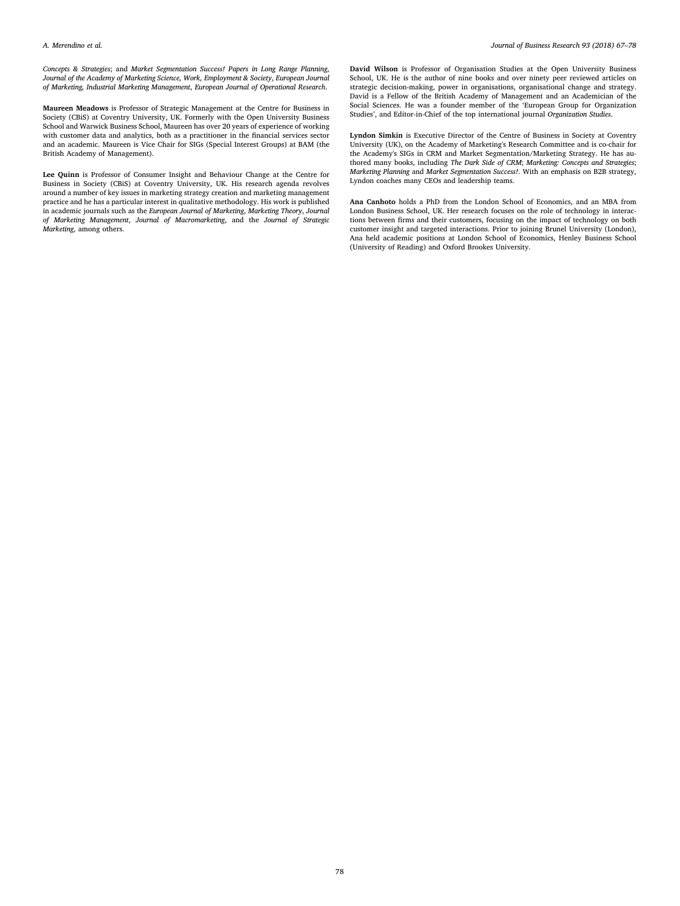*Concepts & Strategies*; and *Market Segmentation Success! Papers in Long Range Planning, Journal of the Academy of Marketing Science, Work, Employment & Society*, *European Journal of Marketing, Industrial Marketing Management*, *European Journal of Operational Research*.

**Maureen Meadows** is Professor of Strategic Management at the Centre for Business in Society (CBiS) at Coventry University, UK. Formerly with the Open University Business School and Warwick Business School, Maureen has over 20 years of experience of working with customer data and analytics, both as a practitioner in the financial services sector and an academic. Maureen is Vice Chair for SIGs (Special Interest Groups) at BAM (the British Academy of Management).

**Lee Quinn** is Professor of Consumer Insight and Behaviour Change at the Centre for Business in Society (CBiS) at Coventry University, UK. His research agenda revolves around a number of key issues in marketing strategy creation and marketing management practice and he has a particular interest in qualitative methodology. His work is published in academic journals such as the *European Journal of Marketing*, *Marketing Theory*, *Journal of Marketing Management*, *Journal of Macromarketing*, and the *Journal of Strategic Marketing*, among others.

**David Wilson** is Professor of Organisation Studies at the Open University Business School, UK. He is the author of nine books and over ninety peer reviewed articles on strategic decision-making, power in organisations, organisational change and strategy. David is a Fellow of the British Academy of Management and an Academician of the Social Sciences. He was a founder member of the 'European Group for Organization Studies', and Editor-in-Chief of the top international journal *Organization Studies*.

**Lyndon Simkin** is Executive Director of the Centre of Business in Society at Coventry University (UK), on the Academy of Marketing's Research Committee and is co-chair for the Academy's SIGs in CRM and Market Segmentation/Marketing Strategy. He has authored many books, including *The Dark Side of CRM*; *Marketing: Concepts and Strategies*; *Marketing Planning* and *Market Segmentation Success!*. With an emphasis on B2B strategy, Lyndon coaches many CEOs and leadership teams.

**Ana Canhoto** holds a PhD from the London School of Economics, and an MBA from London Business School, UK. Her research focuses on the role of technology in interactions between firms and their customers, focusing on the impact of technology on both customer insight and targeted interactions. Prior to joining Brunel University (London), Ana held academic positions at London School of Economics, Henley Business School (University of Reading) and Oxford Brookes University.